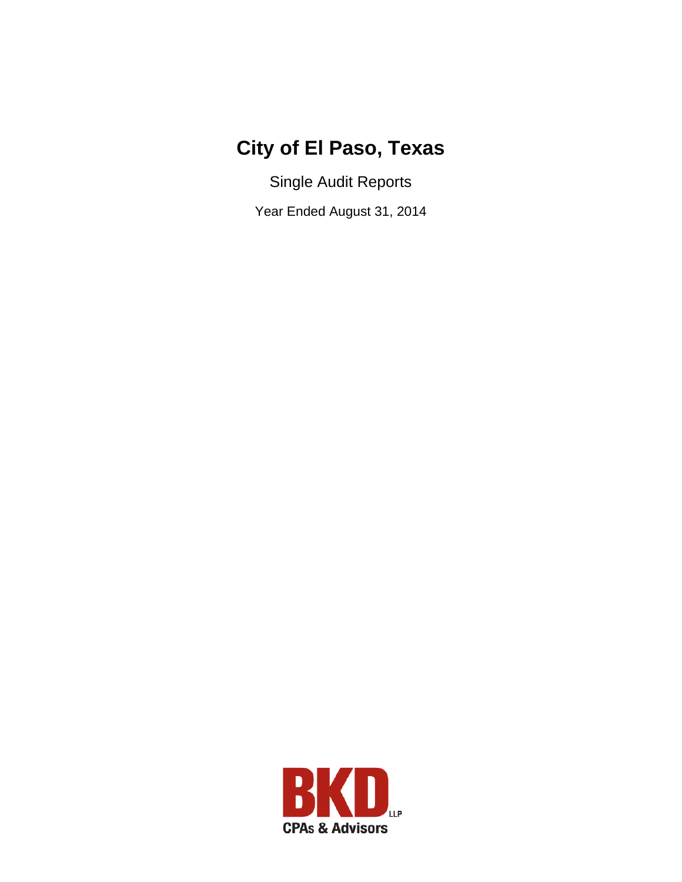# City of El Paso, Texas

Single Audit Reports

Year Ended August 31, 2014

BKD LLP

CPAs & Advisors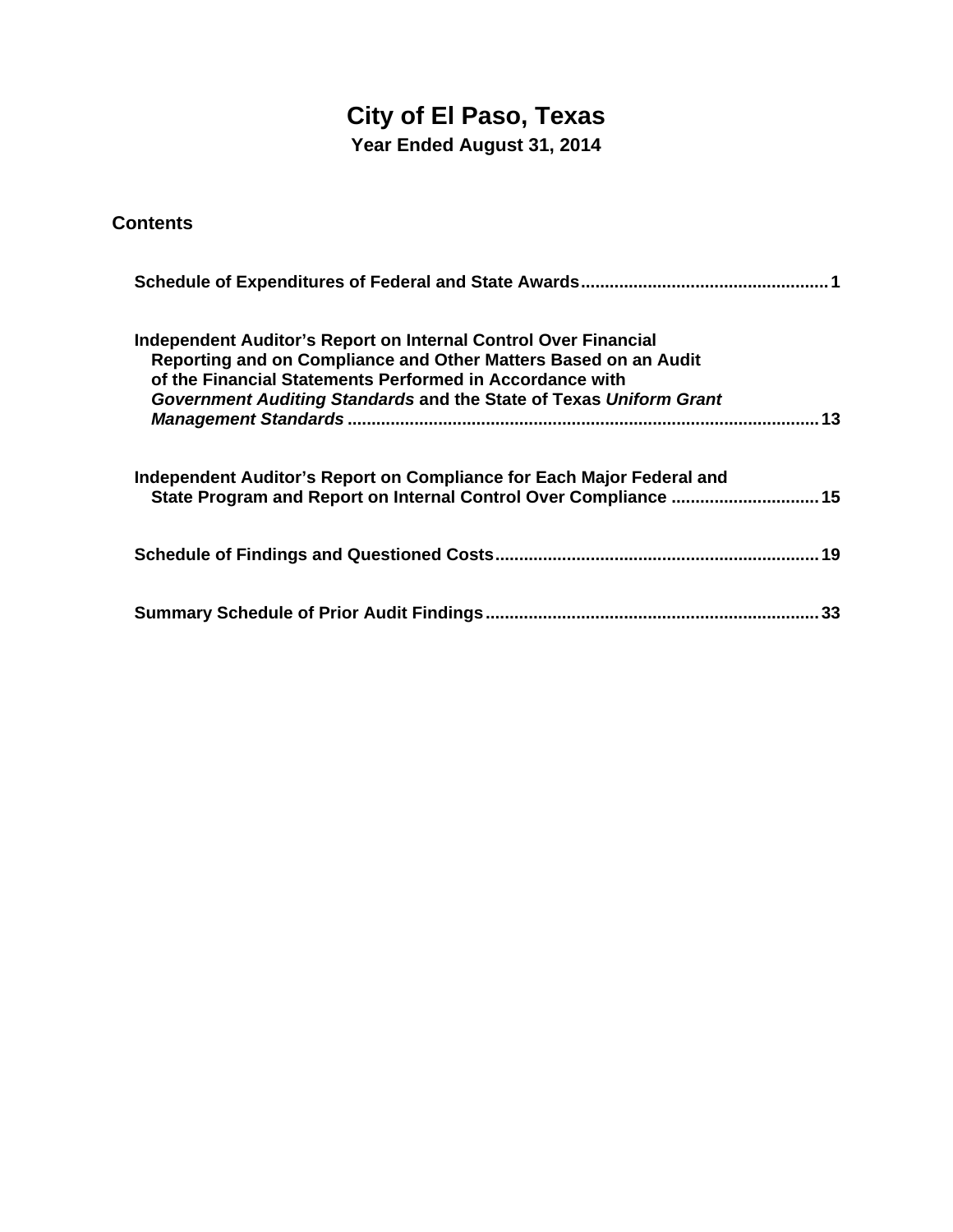# City of El Paso, Texas

**Year Ended August 31, 2014**

## Contents

| | |
|---|---|
| **Schedule of Expenditures of Federal and State Awards** | **1** |
| **Independent Auditor's Report on Internal Control Over Financial Reporting and on Compliance and Other Matters Based on an Audit of the Financial Statements Performed in Accordance with *Government Auditing Standards* and the State of Texas *Uniform Grant Management Standards*** | **13** |
| **Independent Auditor's Report on Compliance for Each Major Federal and State Program and Report on Internal Control Over Compliance** | **15** |
| **Schedule of Findings and Questioned Costs** | **19** |
| **Summary Schedule of Prior Audit Findings** | **33** |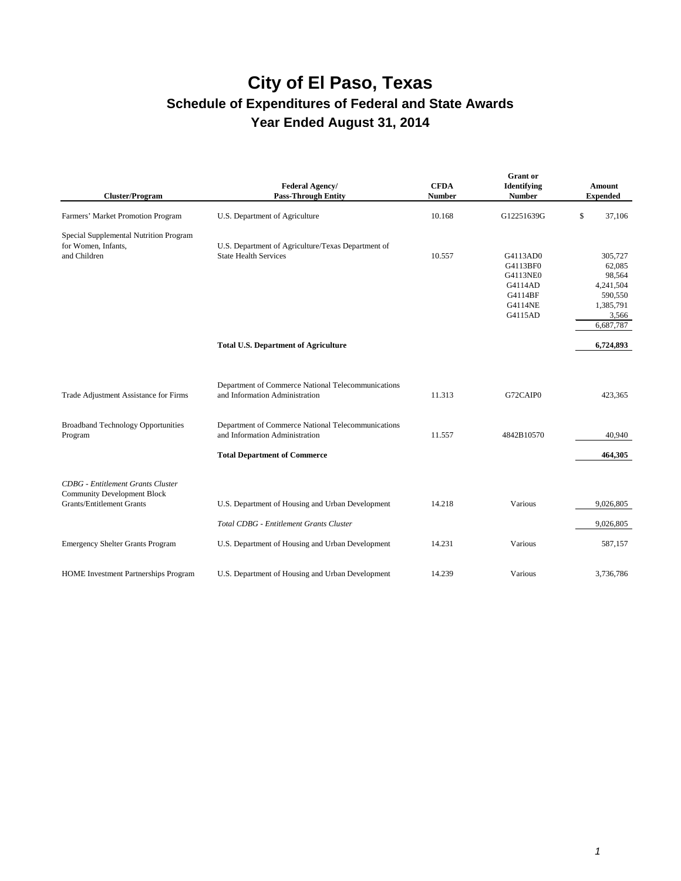# City of El Paso, Texas

## Schedule of Expenditures of Federal and State Awards

## Year Ended August 31, 2014

| Cluster/Program | Federal Agency/ Pass-Through Entity | CFDA Number | Grant or Identifying Number | Amount Expended |
|---|---|---|---|---|
| Farmers' Market Promotion Program | U.S. Department of Agriculture | 10.168 | G12251639G | $ 37,106 |
| Special Supplemental Nutrition Program for Women, Infants, and Children | U.S. Department of Agriculture/Texas Department of State Health Services | 10.557 | G4113AD0 | 305,727 |
| | | | G4113BF0 | 62,085 |
| | | | G4113NE0 | 98,564 |
| | | | G4114AD | 4,241,504 |
| | | | G4114BF | 590,550 |
| | | | G4114NE | 1,385,791 |
| | | | G4115AD | 3,566 |
| | | | | 6,687,787 |
| | **Total U.S. Department of Agriculture** | | | **6,724,893** |
| Trade Adjustment Assistance for Firms | Department of Commerce National Telecommunications and Information Administration | 11.313 | G72CAIP0 | 423,365 |
| Broadband Technology Opportunities Program | Department of Commerce National Telecommunications and Information Administration | 11.557 | 4842B10570 | 40,940 |
| | **Total Department of Commerce** | | | **464,305** |
| *CDBG - Entitlement Grants Cluster* Community Development Block Grants/Entitlement Grants | U.S. Department of Housing and Urban Development | 14.218 | Various | 9,026,805 |
| | *Total CDBG - Entitlement Grants Cluster* | | | 9,026,805 |
| Emergency Shelter Grants Program | U.S. Department of Housing and Urban Development | 14.231 | Various | 587,157 |
| HOME Investment Partnerships Program | U.S. Department of Housing and Urban Development | 14.239 | Various | 3,736,786 |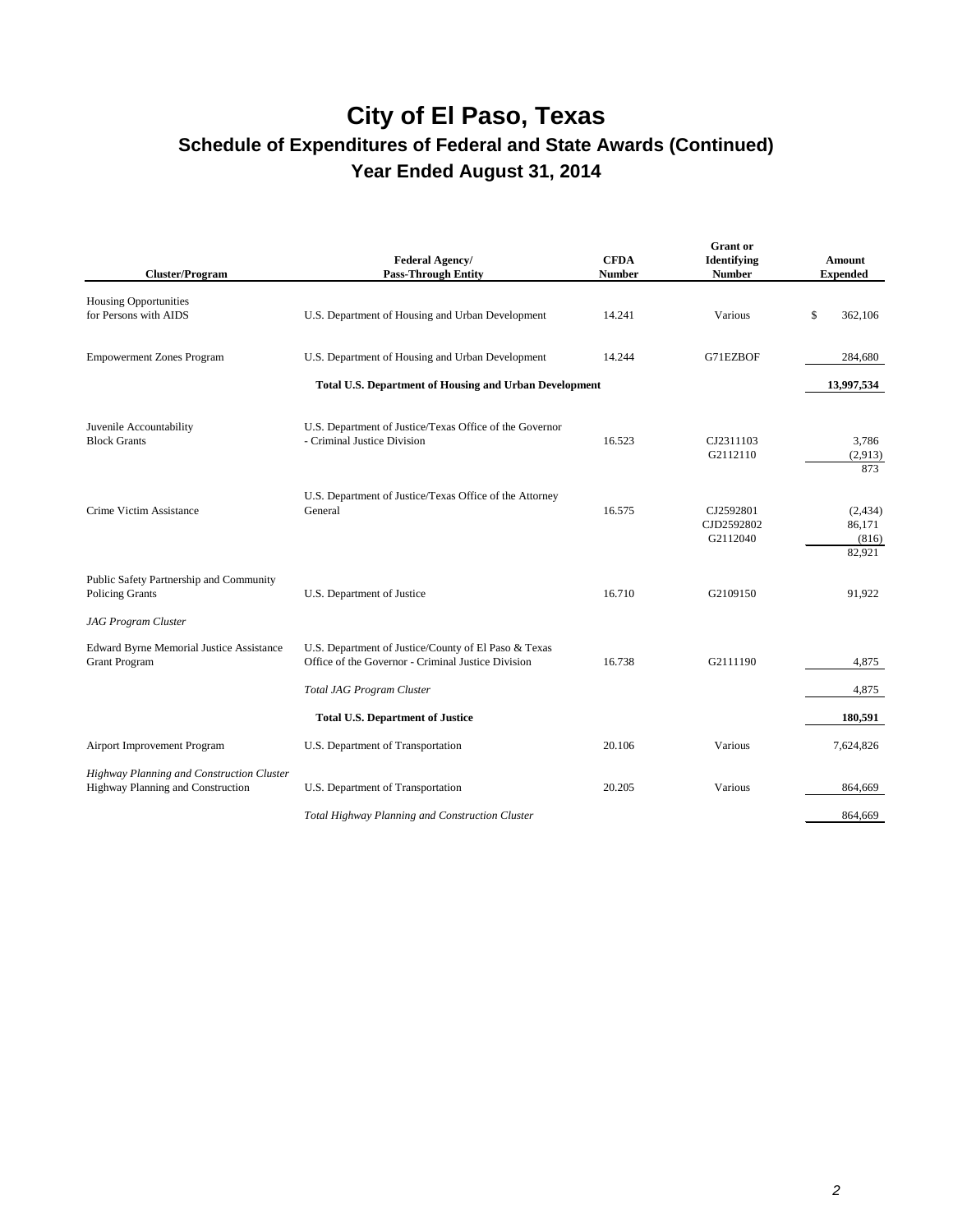# City of El Paso, Texas

## Schedule of Expenditures of Federal and State Awards (Continued)

## Year Ended August 31, 2014

| Cluster/Program | Federal Agency/ Pass-Through Entity | CFDA Number | Grant or Identifying Number | Amount Expended |
|---|---|---|---|---|
| Housing Opportunities for Persons with AIDS | U.S. Department of Housing and Urban Development | 14.241 | Various | $ 362,106 |
| Empowerment Zones Program | U.S. Department of Housing and Urban Development | 14.244 | G71EZBOF | 284,680 |
| | **Total U.S. Department of Housing and Urban Development** | | | **13,997,534** |
| Juvenile Accountability Block Grants | U.S. Department of Justice/Texas Office of the Governor - Criminal Justice Division | 16.523 | CJ2311103 | 3,786 |
| | | | G2112110 | (2,913) |
| | | | | 873 |
| Crime Victim Assistance | U.S. Department of Justice/Texas Office of the Attorney General | 16.575 | CJ2592801 | (2,434) |
| | | | CJD2592802 | 86,171 |
| | | | G2112040 | (816) |
| | | | | 82,921 |
| Public Safety Partnership and Community Policing Grants | U.S. Department of Justice | 16.710 | G2109150 | 91,922 |
| *JAG Program Cluster* | | | | |
| Edward Byrne Memorial Justice Assistance Grant Program | U.S. Department of Justice/County of El Paso & Texas Office of the Governor - Criminal Justice Division | 16.738 | G2111190 | 4,875 |
| | *Total JAG Program Cluster* | | | 4,875 |
| | **Total U.S. Department of Justice** | | | **180,591** |
| Airport Improvement Program | U.S. Department of Transportation | 20.106 | Various | 7,624,826 |
| *Highway Planning and Construction Cluster* | | | | |
| Highway Planning and Construction | U.S. Department of Transportation | 20.205 | Various | 864,669 |
| | *Total Highway Planning and Construction Cluster* | | | 864,669 |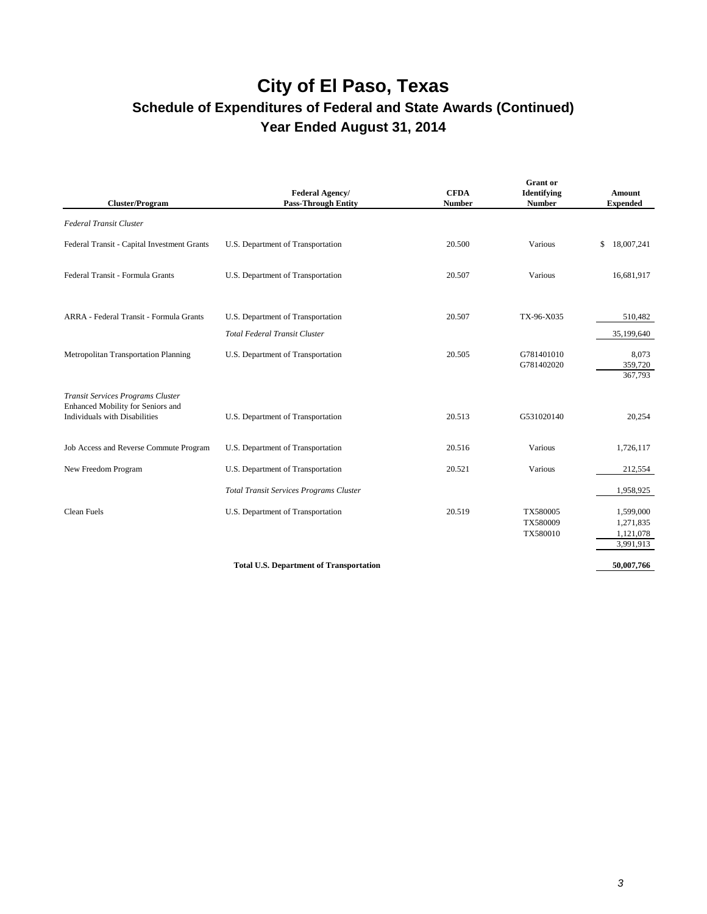# City of El Paso, Texas

## Schedule of Expenditures of Federal and State Awards (Continued)

## Year Ended August 31, 2014

| Cluster/Program | Federal Agency/ Pass-Through Entity | CFDA Number | Grant or Identifying Number | Amount Expended |
|---|---|---|---|---|
| *Federal Transit Cluster* | | | | |
| Federal Transit - Capital Investment Grants | U.S. Department of Transportation | 20.500 | Various | $ 18,007,241 |
| Federal Transit - Formula Grants | U.S. Department of Transportation | 20.507 | Various | 16,681,917 |
| ARRA - Federal Transit - Formula Grants | U.S. Department of Transportation | 20.507 | TX-96-X035 | 510,482 |
| | *Total Federal Transit Cluster* | | | 35,199,640 |
| Metropolitan Transportation Planning | U.S. Department of Transportation | 20.505 | G781401010 | 8,073 |
| | | | G781402020 | 359,720 |
| | | | | 367,793 |
| *Transit Services Programs Cluster* | | | | |
| Enhanced Mobility for Seniors and Individuals with Disabilities | U.S. Department of Transportation | 20.513 | G531020140 | 20,254 |
| Job Access and Reverse Commute Program | U.S. Department of Transportation | 20.516 | Various | 1,726,117 |
| New Freedom Program | U.S. Department of Transportation | 20.521 | Various | 212,554 |
| | *Total Transit Services Programs Cluster* | | | 1,958,925 |
| Clean Fuels | U.S. Department of Transportation | 20.519 | TX580005 | 1,599,000 |
| | | | TX580009 | 1,271,835 |
| | | | TX580010 | 1,121,078 |
| | | | | 3,991,913 |
| | **Total U.S. Department of Transportation** | | | **50,007,766** |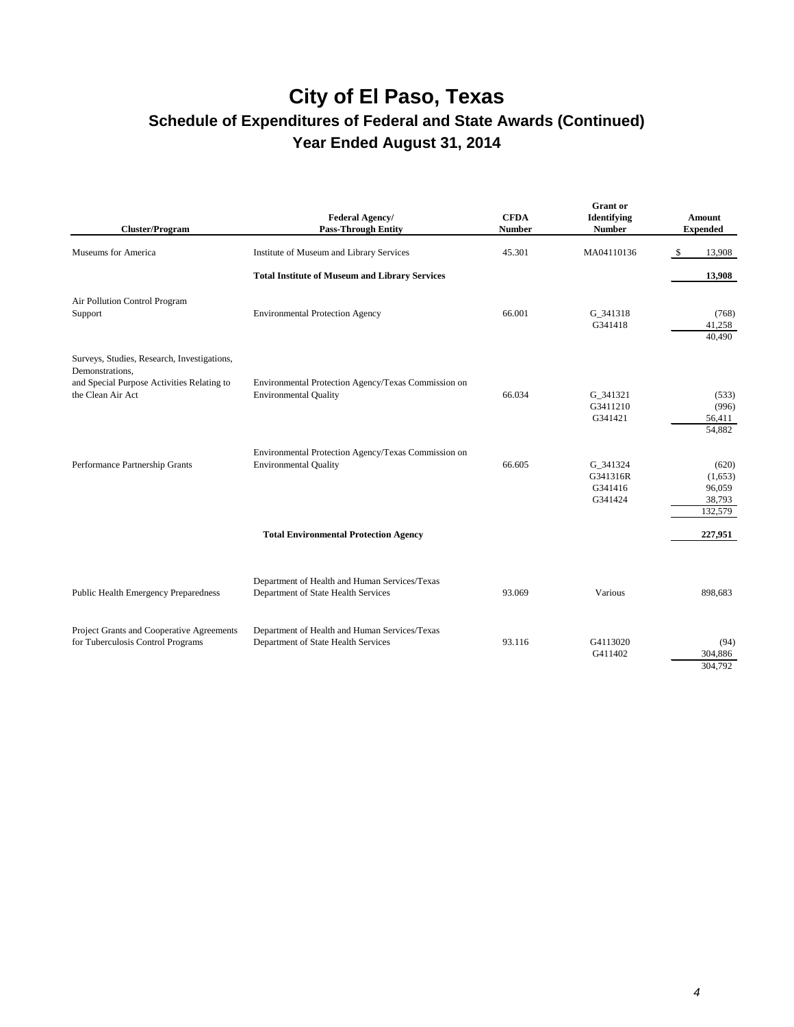# City of El Paso, Texas

## Schedule of Expenditures of Federal and State Awards (Continued)

### Year Ended August 31, 2014

| Cluster/Program | Federal Agency/ Pass-Through Entity | CFDA Number | Grant or Identifying Number | Amount Expended |
|---|---|---|---|---|
| Museums for America | Institute of Museum and Library Services | 45.301 | MA04110136 | $ 13,908 |
| | **Total Institute of Museum and Library Services** | | | **13,908** |
| Air Pollution Control Program Support | Environmental Protection Agency | 66.001 | G_341318 | (768) |
| | | | G341418 | 41,258 |
| | | | | 40,490 |
| Surveys, Studies, Research, Investigations, Demonstrations, and Special Purpose Activities Relating to the Clean Air Act | Environmental Protection Agency/Texas Commission on Environmental Quality | 66.034 | G_341321 | (533) |
| | | | G3411210 | (996) |
| | | | G341421 | 56,411 |
| | | | | 54,882 |
| Performance Partnership Grants | Environmental Protection Agency/Texas Commission on Environmental Quality | 66.605 | G_341324 | (620) |
| | | | G341316R | (1,653) |
| | | | G341416 | 96,059 |
| | | | G341424 | 38,793 |
| | | | | 132,579 |
| | **Total Environmental Protection Agency** | | | **227,951** |
| Public Health Emergency Preparedness | Department of Health and Human Services/Texas Department of State Health Services | 93.069 | Various | 898,683 |
| Project Grants and Cooperative Agreements for Tuberculosis Control Programs | Department of Health and Human Services/Texas Department of State Health Services | 93.116 | G4113020 | (94) |
| | | | G411402 | 304,886 |
| | | | | 304,792 |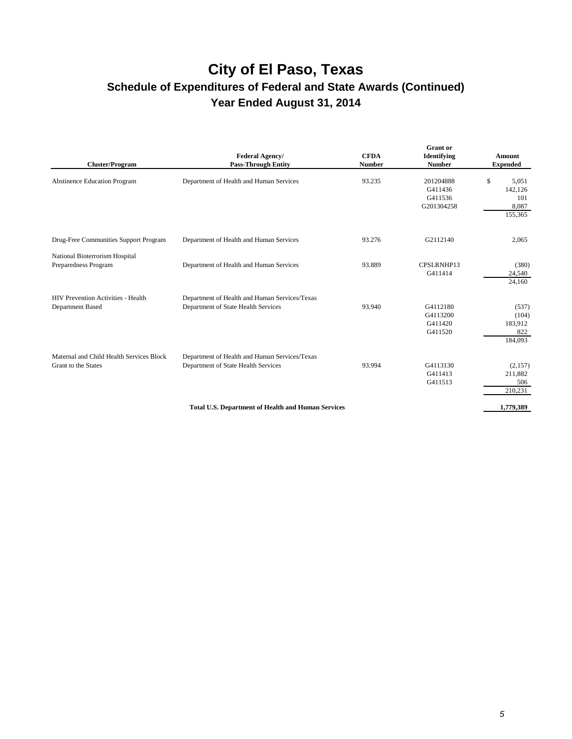# City of El Paso, Texas

## Schedule of Expenditures of Federal and State Awards (Continued)

### Year Ended August 31, 2014

| Cluster/Program | Federal Agency/ Pass-Through Entity | CFDA Number | Grant or Identifying Number | Amount Expended |
|---|---|---|---|---|
| Abstinence Education Program | Department of Health and Human Services | 93.235 | 201204888 | $ 5,051 |
| | | | G411436 | 142,126 |
| | | | G411536 | 101 |
| | | | G201304258 | 8,087 |
| | | | | 155,365 |
| Drug-Free Communities Support Program | Department of Health and Human Services | 93.276 | G2112140 | 2,065 |
| National Bioterrorism Hospital Preparedness Program | Department of Health and Human Services | 93.889 | CPSLRNHP13 | (380) |
| | | | G411414 | 24,540 |
| | | | | 24,160 |
| HIV Prevention Activities - Health Department Based | Department of Health and Human Services/Texas Department of State Health Services | 93.940 | G4112180 | (537) |
| | | | G4113200 | (104) |
| | | | G411420 | 183,912 |
| | | | G411520 | 822 |
| | | | | 184,093 |
| Maternal and Child Health Services Block Grant to the States | Department of Health and Human Services/Texas Department of State Health Services | 93.994 | G4113130 | (2,157) |
| | | | G411413 | 211,882 |
| | | | G411513 | 506 |
| | | | | 210,231 |
| | **Total U.S. Department of Health and Human Services** | | | **1,779,389** |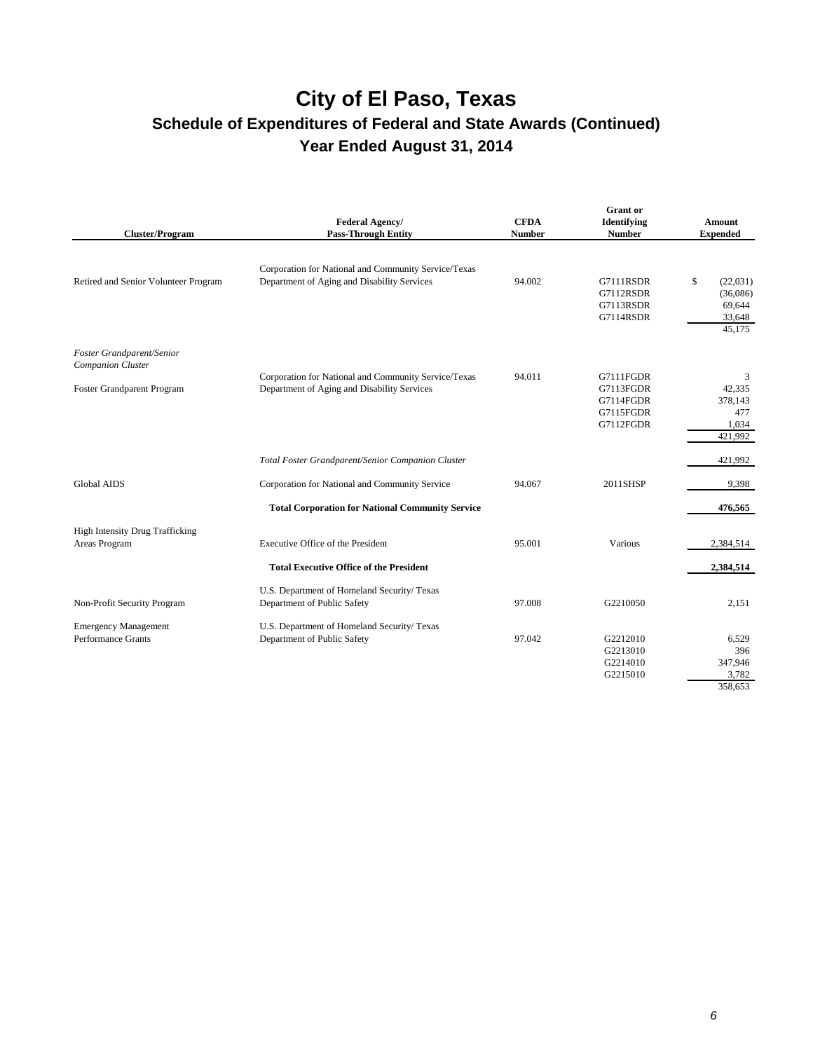# City of El Paso, Texas

## Schedule of Expenditures of Federal and State Awards (Continued)

### Year Ended August 31, 2014

| Cluster/Program | Federal Agency/ Pass-Through Entity | CFDA Number | Grant or Identifying Number | Amount Expended |
|---|---|---|---|---|
| Retired and Senior Volunteer Program | Corporation for National and Community Service/Texas Department of Aging and Disability Services | 94.002 | G7111RSDR | $ (22,031) |
| | | | G7112RSDR | (36,086) |
| | | | G7113RSDR | 69,644 |
| | | | G7114RSDR | 33,648 |
| | | | | 45,175 |
| *Foster Grandparent/Senior Companion Cluster* | | | | |
| Foster Grandparent Program | Corporation for National and Community Service/Texas Department of Aging and Disability Services | 94.011 | G7111FGDR | 3 |
| | | | G7113FGDR | 42,335 |
| | | | G7114FGDR | 378,143 |
| | | | G7115FGDR | 477 |
| | | | G7112FGDR | 1,034 |
| | | | | 421,992 |
| | *Total Foster Grandparent/Senior Companion Cluster* | | | 421,992 |
| Global AIDS | Corporation for National and Community Service | 94.067 | 2011SHSP | 9,398 |
| | **Total Corporation for National Community Service** | | | **476,565** |
| High Intensity Drug Trafficking Areas Program | Executive Office of the President | 95.001 | Various | 2,384,514 |
| | **Total Executive Office of the President** | | | **2,384,514** |
| Non-Profit Security Program | U.S. Department of Homeland Security/ Texas Department of Public Safety | 97.008 | G2210050 | 2,151 |
| Emergency Management Performance Grants | U.S. Department of Homeland Security/ Texas Department of Public Safety | 97.042 | G2212010 | 6,529 |
| | | | G2213010 | 396 |
| | | | G2214010 | 347,946 |
| | | | G2215010 | 3,782 |
| | | | | 358,653 |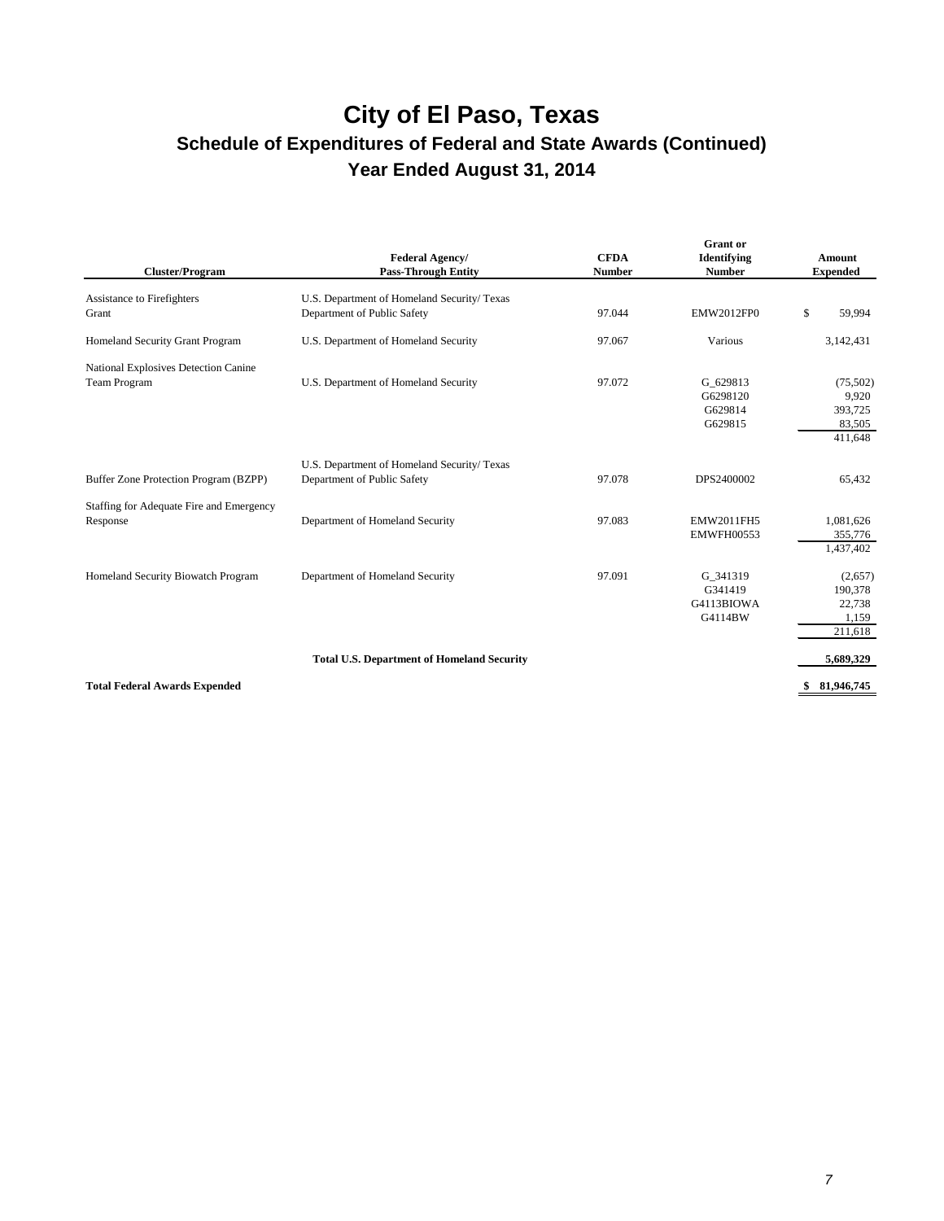# City of El Paso, Texas

## Schedule of Expenditures of Federal and State Awards (Continued)

### Year Ended August 31, 2014

| Cluster/Program | Federal Agency/ Pass-Through Entity | CFDA Number | Grant or Identifying Number | Amount Expended |
|---|---|---|---|---|
| Assistance to Firefighters Grant | U.S. Department of Homeland Security/ Texas Department of Public Safety | 97.044 | EMW2012FP0 | $ 59,994 |
| Homeland Security Grant Program | U.S. Department of Homeland Security | 97.067 | Various | 3,142,431 |
| National Explosives Detection Canine Team Program | U.S. Department of Homeland Security | 97.072 | G_629813 | (75,502) |
| | | | G6298120 | 9,920 |
| | | | G629814 | 393,725 |
| | | | G629815 | 83,505 |
| | | | | 411,648 |
| Buffer Zone Protection Program (BZPP) | U.S. Department of Homeland Security/ Texas Department of Public Safety | 97.078 | DPS2400002 | 65,432 |
| Staffing for Adequate Fire and Emergency Response | Department of Homeland Security | 97.083 | EMW2011FH5 | 1,081,626 |
| | | | EMWFH00553 | 355,776 |
| | | | | 1,437,402 |
| Homeland Security Biowatch Program | Department of Homeland Security | 97.091 | G_341319 | (2,657) |
| | | | G341419 | 190,378 |
| | | | G4113BIOWA | 22,738 |
| | | | G4114BW | 1,159 |
| | | | | 211,618 |
| | **Total U.S. Department of Homeland Security** | | | **5,689,329** |
| **Total Federal Awards Expended** | | | | **$ 81,946,745** |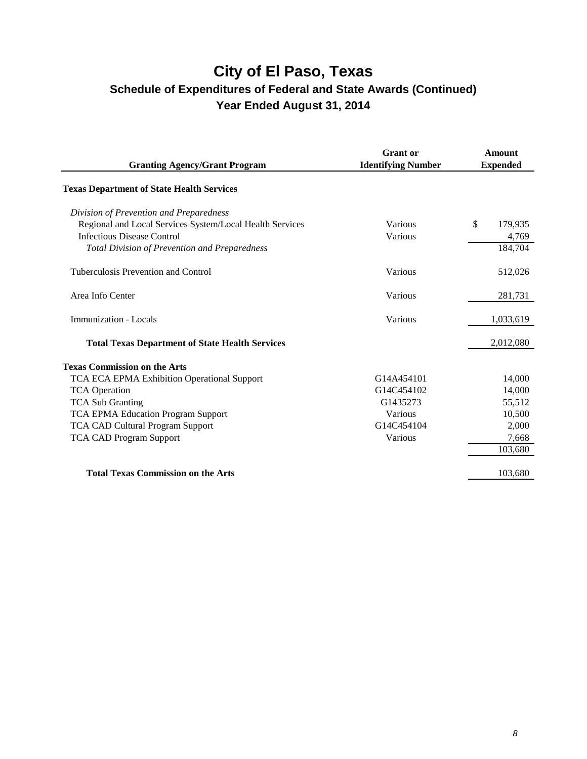# City of El Paso, Texas

## Schedule of Expenditures of Federal and State Awards (Continued)

## Year Ended August 31, 2014

| Granting Agency/Grant Program | Grant or Identifying Number | Amount Expended |
|---|---|---|
| **Texas Department of State Health Services** | | |
| *Division of Prevention and Preparedness* | | |
| Regional and Local Services System/Local Health Services | Various | $ 179,935 |
| Infectious Disease Control | Various | 4,769 |
| *Total Division of Prevention and Preparedness* | | 184,704 |
| Tuberculosis Prevention and Control | Various | 512,026 |
| Area Info Center | Various | 281,731 |
| Immunization - Locals | Various | 1,033,619 |
| **Total Texas Department of State Health Services** | | 2,012,080 |
| **Texas Commission on the Arts** | | |
| TCA ECA EPMA Exhibition Operational Support | G14A454101 | 14,000 |
| TCA Operation | G14C454102 | 14,000 |
| TCA Sub Granting | G1435273 | 55,512 |
| TCA EPMA Education Program Support | Various | 10,500 |
| TCA CAD Cultural Program Support | G14C454104 | 2,000 |
| TCA CAD Program Support | Various | 7,668 |
| | | 103,680 |
| **Total Texas Commission on the Arts** | | 103,680 |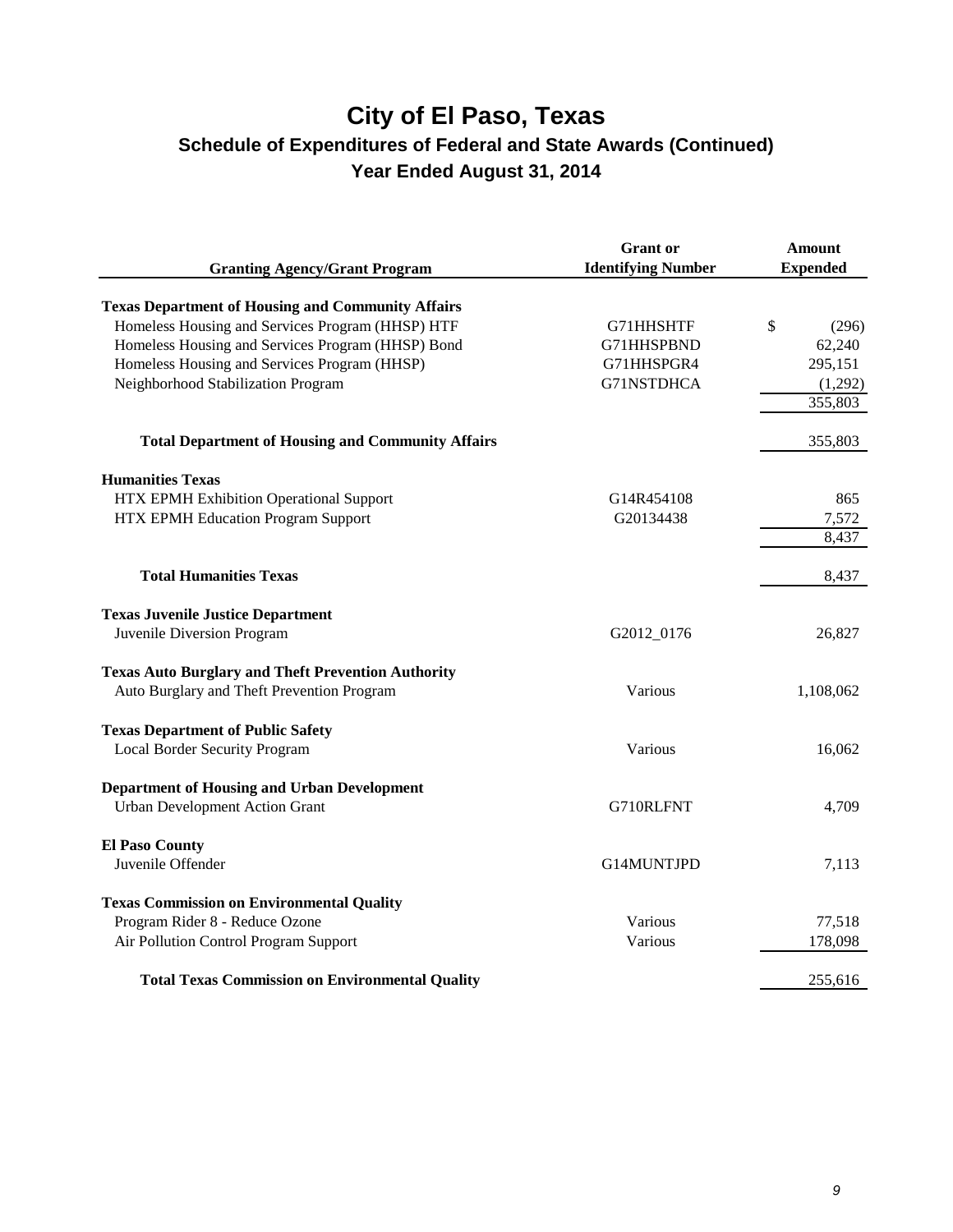# City of El Paso, Texas

## Schedule of Expenditures of Federal and State Awards (Continued)

### Year Ended August 31, 2014

| Granting Agency/Grant Program | Grant or Identifying Number | Amount Expended |
|---|---|---|
| **Texas Department of Housing and Community Affairs** | | |
| Homeless Housing and Services Program (HHSP) HTF | G71HHSHTF | $ (296) |
| Homeless Housing and Services Program (HHSP) Bond | G71HHSPBND | 62,240 |
| Homeless Housing and Services Program (HHSP) | G71HHSPGR4 | 295,151 |
| Neighborhood Stabilization Program | G71NSTDHCA | (1,292) |
| | | 355,803 |
| **Total Department of Housing and Community Affairs** | | 355,803 |
| **Humanities Texas** | | |
| HTX EPMH Exhibition Operational Support | G14R454108 | 865 |
| HTX EPMH Education Program Support | G20134438 | 7,572 |
| | | 8,437 |
| **Total Humanities Texas** | | 8,437 |
| **Texas Juvenile Justice Department** | | |
| Juvenile Diversion Program | G2012_0176 | 26,827 |
| **Texas Auto Burglary and Theft Prevention Authority** | | |
| Auto Burglary and Theft Prevention Program | Various | 1,108,062 |
| **Texas Department of Public Safety** | | |
| Local Border Security Program | Various | 16,062 |
| **Department of Housing and Urban Development** | | |
| Urban Development Action Grant | G710RLFNT | 4,709 |
| **El Paso County** | | |
| Juvenile Offender | G14MUNTJPD | 7,113 |
| **Texas Commission on Environmental Quality** | | |
| Program Rider 8 - Reduce Ozone | Various | 77,518 |
| Air Pollution Control Program Support | Various | 178,098 |
| **Total Texas Commission on Environmental Quality** | | 255,616 |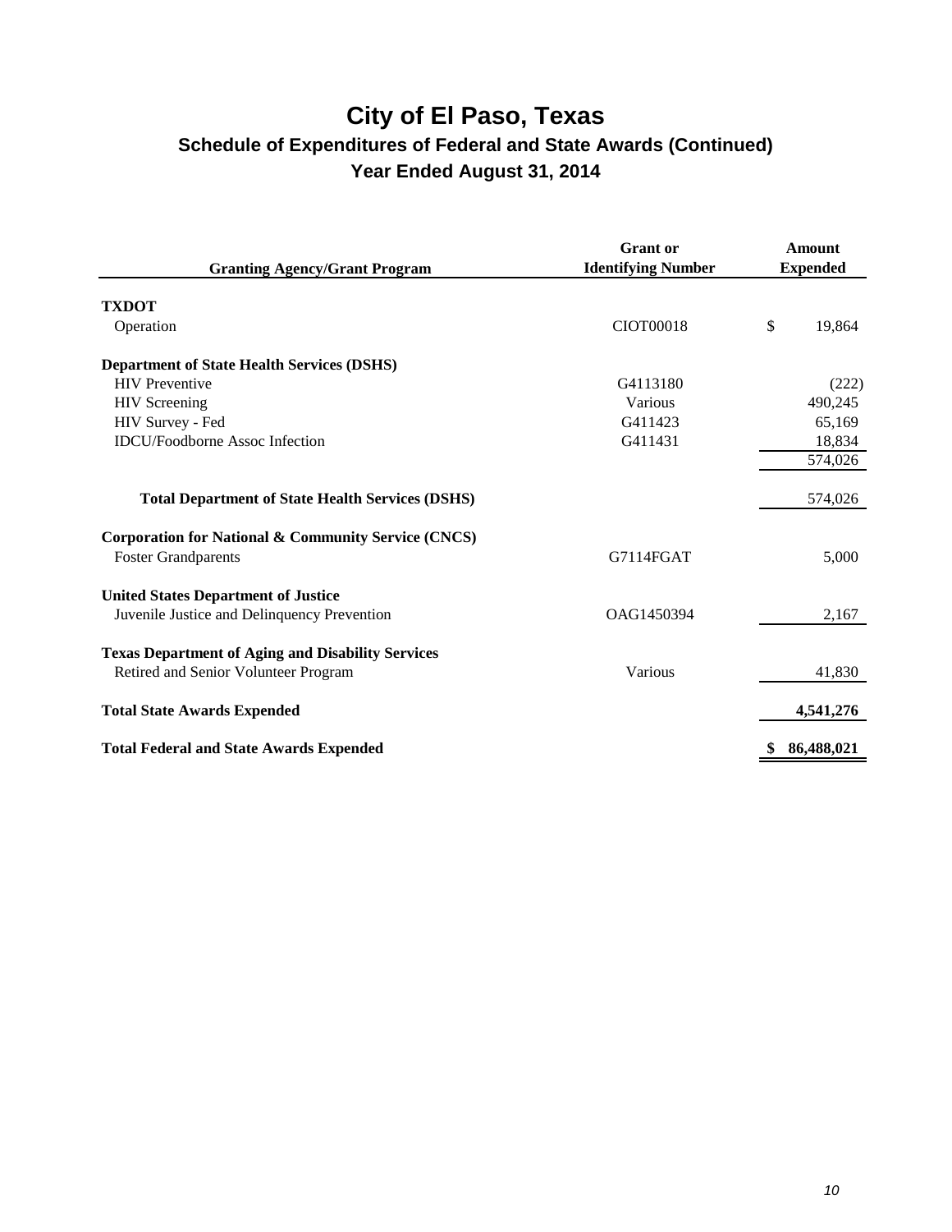# City of El Paso, Texas

## Schedule of Expenditures of Federal and State Awards (Continued)

### Year Ended August 31, 2014

| Granting Agency/Grant Program | Grant or Identifying Number | Amount Expended |
|---|---|---|
| **TXDOT** | | |
| Operation | CIOT00018 | $ 19,864 |
| **Department of State Health Services (DSHS)** | | |
| HIV Preventive | G4113180 | (222) |
| HIV Screening | Various | 490,245 |
| HIV Survey - Fed | G411423 | 65,169 |
| IDCU/Foodborne Assoc Infection | G411431 | 18,834 |
| | | 574,026 |
| **Total Department of State Health Services (DSHS)** | | 574,026 |
| **Corporation for National & Community Service (CNCS)** | | |
| Foster Grandparents | G7114FGAT | 5,000 |
| **United States Department of Justice** | | |
| Juvenile Justice and Delinquency Prevention | OAG1450394 | 2,167 |
| **Texas Department of Aging and Disability Services** | | |
| Retired and Senior Volunteer Program | Various | 41,830 |
| **Total State Awards Expended** | | **4,541,276** |
| **Total Federal and State Awards Expended** | | **$ 86,488,021** |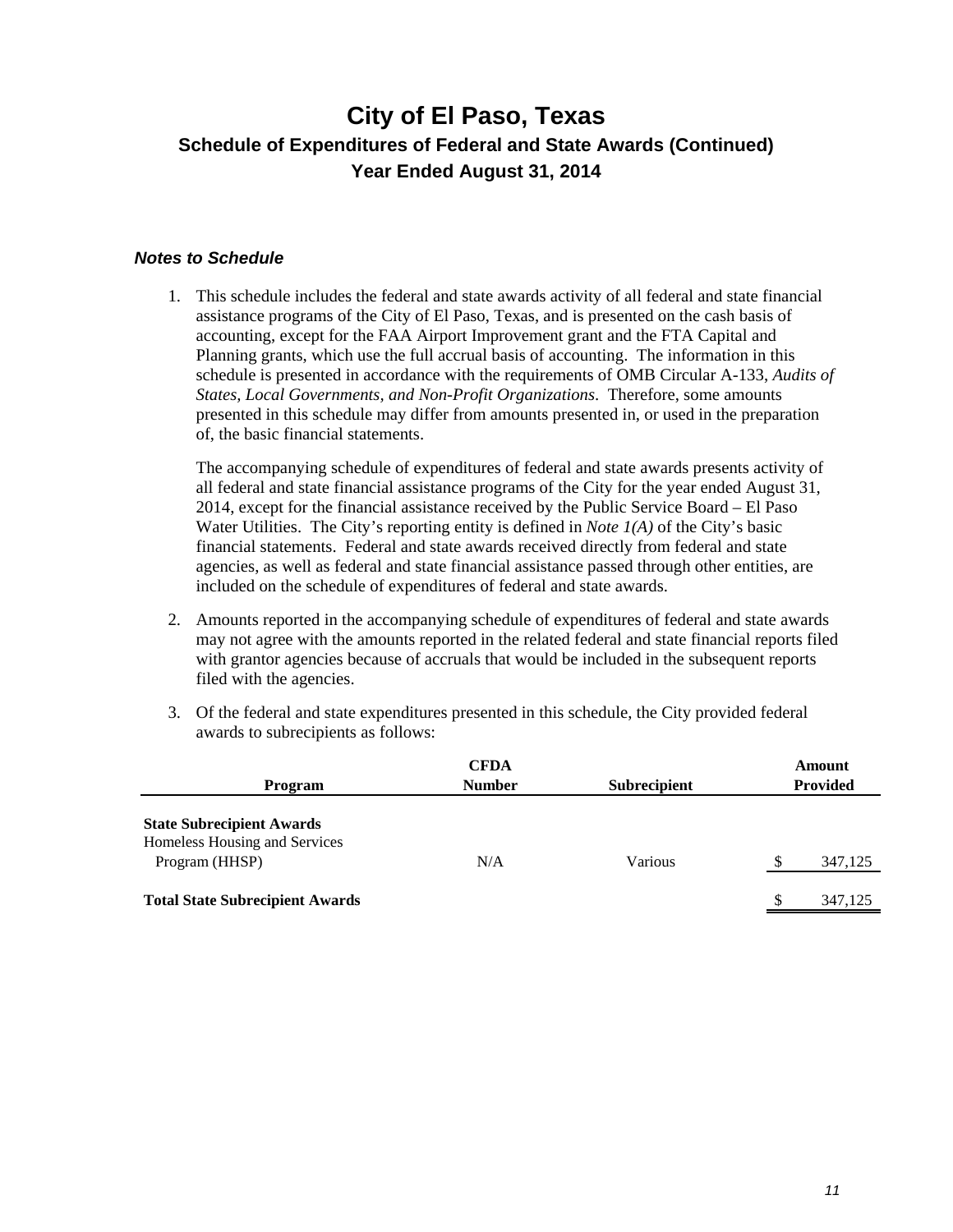# City of El Paso, Texas

## Schedule of Expenditures of Federal and State Awards (Continued)

## Year Ended August 31, 2014

### *Notes to Schedule*

1. This schedule includes the federal and state awards activity of all federal and state financial assistance programs of the City of El Paso, Texas, and is presented on the cash basis of accounting, except for the FAA Airport Improvement grant and the FTA Capital and Planning grants, which use the full accrual basis of accounting. The information in this schedule is presented in accordance with the requirements of OMB Circular A-133, *Audits of States, Local Governments, and Non-Profit Organizations*. Therefore, some amounts presented in this schedule may differ from amounts presented in, or used in the preparation of, the basic financial statements.

   The accompanying schedule of expenditures of federal and state awards presents activity of all federal and state financial assistance programs of the City for the year ended August 31, 2014, except for the financial assistance received by the Public Service Board – El Paso Water Utilities. The City's reporting entity is defined in *Note 1(A)* of the City's basic financial statements. Federal and state awards received directly from federal and state agencies, as well as federal and state financial assistance passed through other entities, are included on the schedule of expenditures of federal and state awards.

2. Amounts reported in the accompanying schedule of expenditures of federal and state awards may not agree with the amounts reported in the related federal and state financial reports filed with grantor agencies because of accruals that would be included in the subsequent reports filed with the agencies.

3. Of the federal and state expenditures presented in this schedule, the City provided federal awards to subrecipients as follows:

| Program | CFDA Number | Subrecipient | Amount Provided |
|---|---|---|---|
| **State Subrecipient Awards** | | | |
| Homeless Housing and Services Program (HHSP) | N/A | Various | $ 347,125 |
| **Total State Subrecipient Awards** | | | $ 347,125 |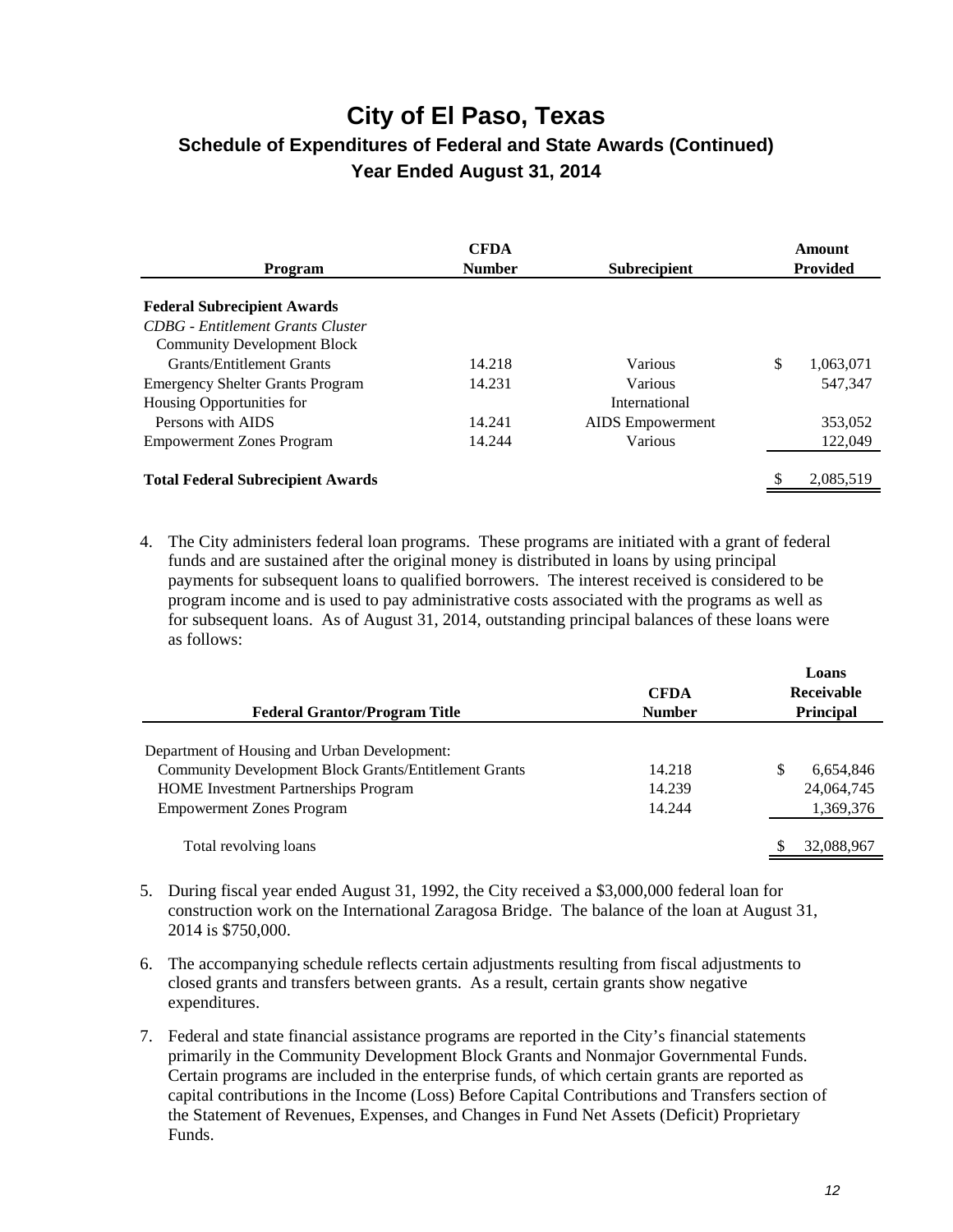# City of El Paso, Texas

## Schedule of Expenditures of Federal and State Awards (Continued)

### Year Ended August 31, 2014

| Program | CFDA Number | Subrecipient | Amount Provided |
|---|---|---|---|
| **Federal Subrecipient Awards** | | | |
| *CDBG - Entitlement Grants Cluster* | | | |
| Community Development Block Grants/Entitlement Grants | 14.218 | Various | $ 1,063,071 |
| Emergency Shelter Grants Program | 14.231 | Various | 547,347 |
| Housing Opportunities for Persons with AIDS | 14.241 | International AIDS Empowerment | 353,052 |
| Empowerment Zones Program | 14.244 | Various | 122,049 |
| **Total Federal Subrecipient Awards** | | | $ 2,085,519 |

4. The City administers federal loan programs. These programs are initiated with a grant of federal funds and are sustained after the original money is distributed in loans by using principal payments for subsequent loans to qualified borrowers. The interest received is considered to be program income and is used to pay administrative costs associated with the programs as well as for subsequent loans. As of August 31, 2014, outstanding principal balances of these loans were as follows:

| Federal Grantor/Program Title | CFDA Number | Loans Receivable Principal |
|---|---|---|
| Department of Housing and Urban Development: | | |
| Community Development Block Grants/Entitlement Grants | 14.218 | $ 6,654,846 |
| HOME Investment Partnerships Program | 14.239 | 24,064,745 |
| Empowerment Zones Program | 14.244 | 1,369,376 |
| Total revolving loans | | $ 32,088,967 |

5. During fiscal year ended August 31, 1992, the City received a $3,000,000 federal loan for construction work on the International Zaragosa Bridge. The balance of the loan at August 31, 2014 is $750,000.

6. The accompanying schedule reflects certain adjustments resulting from fiscal adjustments to closed grants and transfers between grants. As a result, certain grants show negative expenditures.

7. Federal and state financial assistance programs are reported in the City's financial statements primarily in the Community Development Block Grants and Nonmajor Governmental Funds. Certain programs are included in the enterprise funds, of which certain grants are reported as capital contributions in the Income (Loss) Before Capital Contributions and Transfers section of the Statement of Revenues, Expenses, and Changes in Fund Net Assets (Deficit) Proprietary Funds.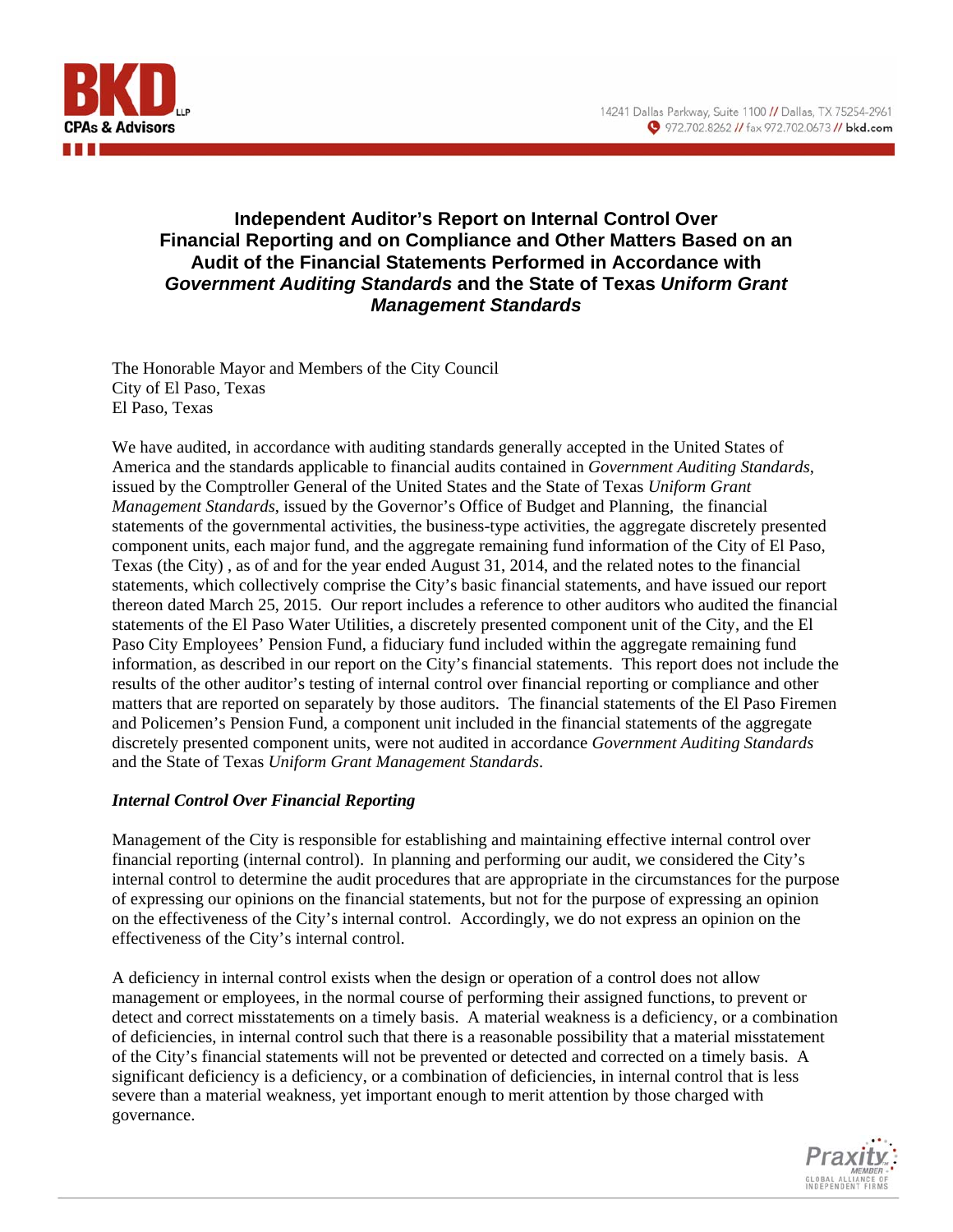# Independent Auditor's Report on Internal Control Over Financial Reporting and on Compliance and Other Matters Based on an Audit of the Financial Statements Performed in Accordance with *Government Auditing Standards* and the State of Texas *Uniform Grant Management Standards*

The Honorable Mayor and Members of the City Council
City of El Paso, Texas
El Paso, Texas

We have audited, in accordance with auditing standards generally accepted in the United States of America and the standards applicable to financial audits contained in *Government Auditing Standards*, issued by the Comptroller General of the United States and the State of Texas *Uniform Grant Management Standards*, issued by the Governor's Office of Budget and Planning, the financial statements of the governmental activities, the business-type activities, the aggregate discretely presented component units, each major fund, and the aggregate remaining fund information of the City of El Paso, Texas (the City) , as of and for the year ended August 31, 2014, and the related notes to the financial statements, which collectively comprise the City's basic financial statements, and have issued our report thereon dated March 25, 2015. Our report includes a reference to other auditors who audited the financial statements of the El Paso Water Utilities, a discretely presented component unit of the City, and the El Paso City Employees' Pension Fund, a fiduciary fund included within the aggregate remaining fund information, as described in our report on the City's financial statements. This report does not include the results of the other auditor's testing of internal control over financial reporting or compliance and other matters that are reported on separately by those auditors. The financial statements of the El Paso Firemen and Policemen's Pension Fund, a component unit included in the financial statements of the aggregate discretely presented component units, were not audited in accordance *Government Auditing Standards* and the State of Texas *Uniform Grant Management Standards*.

### *Internal Control Over Financial Reporting*

Management of the City is responsible for establishing and maintaining effective internal control over financial reporting (internal control). In planning and performing our audit, we considered the City's internal control to determine the audit procedures that are appropriate in the circumstances for the purpose of expressing our opinions on the financial statements, but not for the purpose of expressing an opinion on the effectiveness of the City's internal control. Accordingly, we do not express an opinion on the effectiveness of the City's internal control.

A deficiency in internal control exists when the design or operation of a control does not allow management or employees, in the normal course of performing their assigned functions, to prevent or detect and correct misstatements on a timely basis. A material weakness is a deficiency, or a combination of deficiencies, in internal control such that there is a reasonable possibility that a material misstatement of the City's financial statements will not be prevented or detected and corrected on a timely basis. A significant deficiency is a deficiency, or a combination of deficiencies, in internal control that is less severe than a material weakness, yet important enough to merit attention by those charged with governance.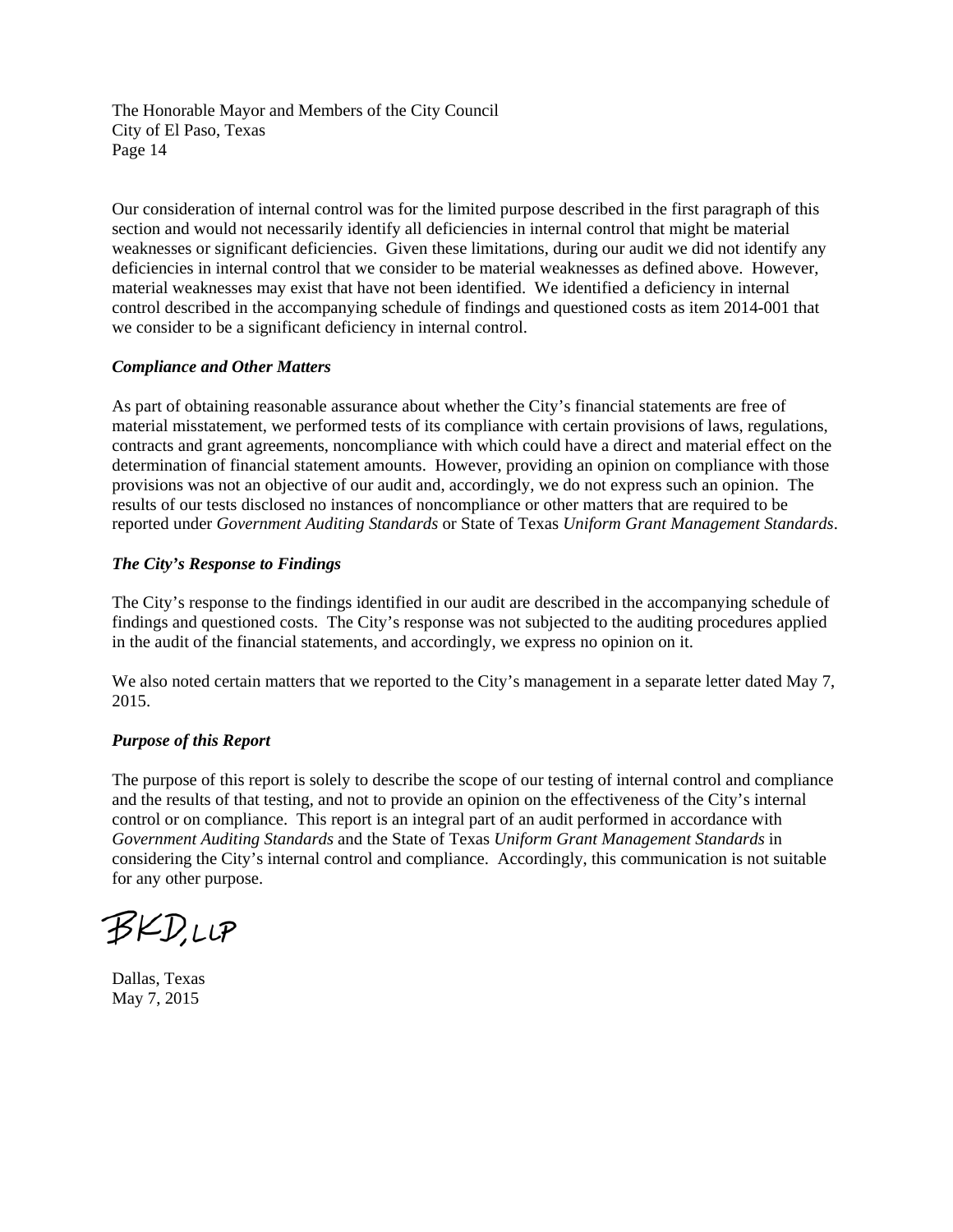The Honorable Mayor and Members of the City Council
City of El Paso, Texas

Our consideration of internal control was for the limited purpose described in the first paragraph of this section and would not necessarily identify all deficiencies in internal control that might be material weaknesses or significant deficiencies. Given these limitations, during our audit we did not identify any deficiencies in internal control that we consider to be material weaknesses as defined above. However, material weaknesses may exist that have not been identified. We identified a deficiency in internal control described in the accompanying schedule of findings and questioned costs as item 2014-001 that we consider to be a significant deficiency in internal control.

***Compliance and Other Matters***

As part of obtaining reasonable assurance about whether the City's financial statements are free of material misstatement, we performed tests of its compliance with certain provisions of laws, regulations, contracts and grant agreements, noncompliance with which could have a direct and material effect on the determination of financial statement amounts. However, providing an opinion on compliance with those provisions was not an objective of our audit and, accordingly, we do not express such an opinion. The results of our tests disclosed no instances of noncompliance or other matters that are required to be reported under *Government Auditing Standards* or State of Texas *Uniform Grant Management Standards*.

***The City's Response to Findings***

The City's response to the findings identified in our audit are described in the accompanying schedule of findings and questioned costs. The City's response was not subjected to the auditing procedures applied in the audit of the financial statements, and accordingly, we express no opinion on it.

We also noted certain matters that we reported to the City's management in a separate letter dated May 7, 2015.

***Purpose of this Report***

The purpose of this report is solely to describe the scope of our testing of internal control and compliance and the results of that testing, and not to provide an opinion on the effectiveness of the City's internal control or on compliance. This report is an integral part of an audit performed in accordance with *Government Auditing Standards* and the State of Texas *Uniform Grant Management Standards* in considering the City's internal control and compliance. Accordingly, this communication is not suitable for any other purpose.

BKD, LLP

Dallas, Texas
May 7, 2015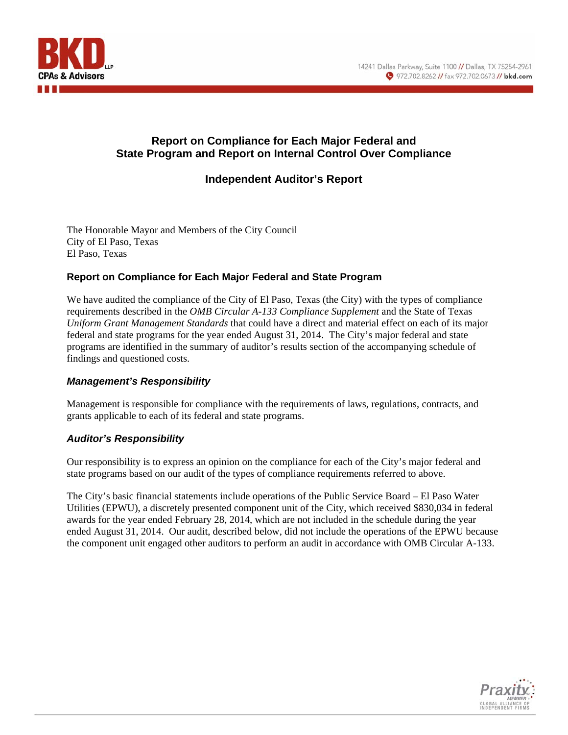# Report on Compliance for Each Major Federal and State Program and Report on Internal Control Over Compliance

## Independent Auditor's Report

The Honorable Mayor and Members of the City Council
City of El Paso, Texas
El Paso, Texas

### Report on Compliance for Each Major Federal and State Program

We have audited the compliance of the City of El Paso, Texas (the City) with the types of compliance requirements described in the *OMB Circular A-133 Compliance Supplement* and the State of Texas *Uniform Grant Management Standards* that could have a direct and material effect on each of its major federal and state programs for the year ended August 31, 2014. The City's major federal and state programs are identified in the summary of auditor's results section of the accompanying schedule of findings and questioned costs.

#### *Management's Responsibility*

Management is responsible for compliance with the requirements of laws, regulations, contracts, and grants applicable to each of its federal and state programs.

#### *Auditor's Responsibility*

Our responsibility is to express an opinion on the compliance for each of the City's major federal and state programs based on our audit of the types of compliance requirements referred to above.

The City's basic financial statements include operations of the Public Service Board – El Paso Water Utilities (EPWU), a discretely presented component unit of the City, which received $830,034 in federal awards for the year ended February 28, 2014, which are not included in the schedule during the year ended August 31, 2014. Our audit, described below, did not include the operations of the EPWU because the component unit engaged other auditors to perform an audit in accordance with OMB Circular A-133.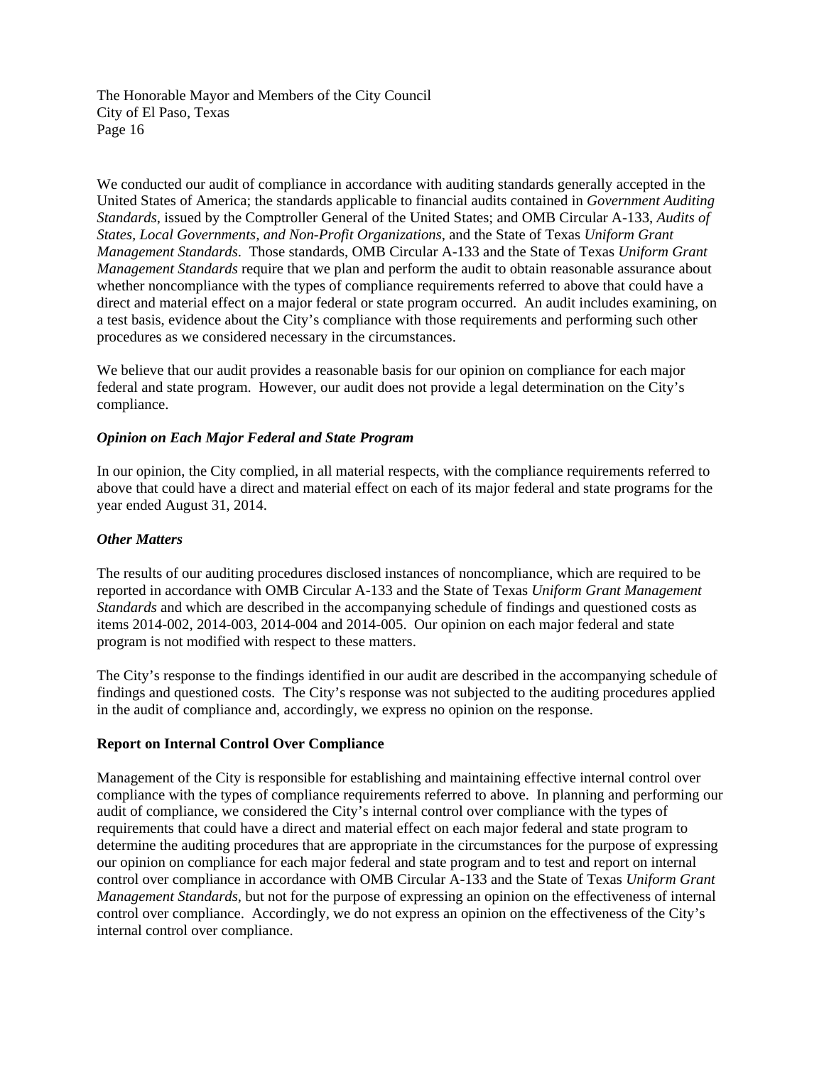We conducted our audit of compliance in accordance with auditing standards generally accepted in the United States of America; the standards applicable to financial audits contained in *Government Auditing Standards*, issued by the Comptroller General of the United States; and OMB Circular A-133, *Audits of States, Local Governments, and Non-Profit Organizations*, and the State of Texas *Uniform Grant Management Standards*. Those standards, OMB Circular A-133 and the State of Texas *Uniform Grant Management Standards* require that we plan and perform the audit to obtain reasonable assurance about whether noncompliance with the types of compliance requirements referred to above that could have a direct and material effect on a major federal or state program occurred. An audit includes examining, on a test basis, evidence about the City's compliance with those requirements and performing such other procedures as we considered necessary in the circumstances.

We believe that our audit provides a reasonable basis for our opinion on compliance for each major federal and state program. However, our audit does not provide a legal determination on the City's compliance.

### *Opinion on Each Major Federal and State Program*

In our opinion, the City complied, in all material respects, with the compliance requirements referred to above that could have a direct and material effect on each of its major federal and state programs for the year ended August 31, 2014.

### *Other Matters*

The results of our auditing procedures disclosed instances of noncompliance, which are required to be reported in accordance with OMB Circular A-133 and the State of Texas *Uniform Grant Management Standards* and which are described in the accompanying schedule of findings and questioned costs as items 2014-002, 2014-003, 2014-004 and 2014-005. Our opinion on each major federal and state program is not modified with respect to these matters.

The City's response to the findings identified in our audit are described in the accompanying schedule of findings and questioned costs. The City's response was not subjected to the auditing procedures applied in the audit of compliance and, accordingly, we express no opinion on the response.

## Report on Internal Control Over Compliance

Management of the City is responsible for establishing and maintaining effective internal control over compliance with the types of compliance requirements referred to above. In planning and performing our audit of compliance, we considered the City's internal control over compliance with the types of requirements that could have a direct and material effect on each major federal and state program to determine the auditing procedures that are appropriate in the circumstances for the purpose of expressing our opinion on compliance for each major federal and state program and to test and report on internal control over compliance in accordance with OMB Circular A-133 and the State of Texas *Uniform Grant Management Standards*, but not for the purpose of expressing an opinion on the effectiveness of internal control over compliance. Accordingly, we do not express an opinion on the effectiveness of the City's internal control over compliance.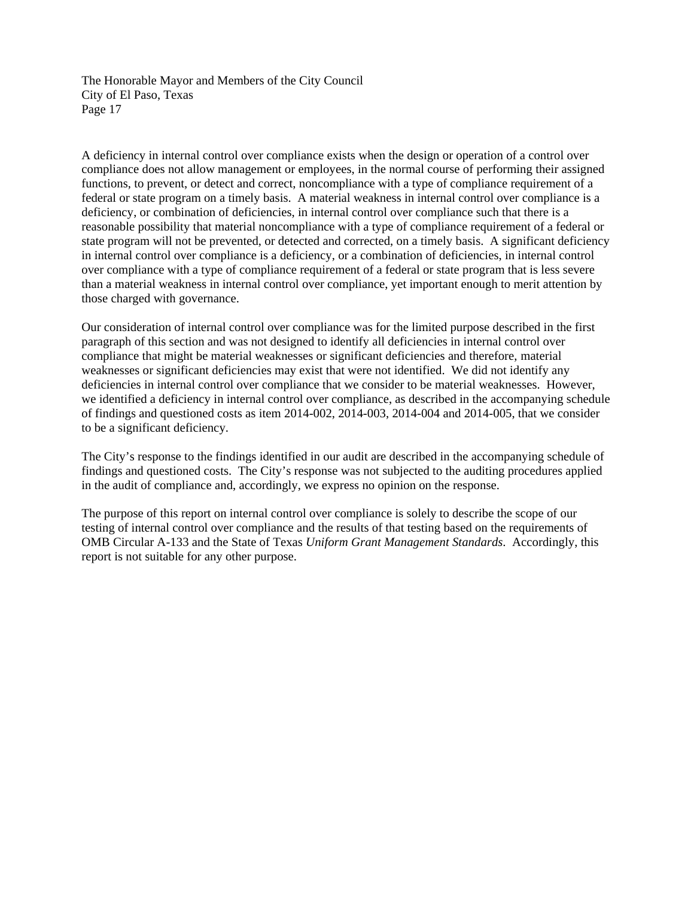A deficiency in internal control over compliance exists when the design or operation of a control over compliance does not allow management or employees, in the normal course of performing their assigned functions, to prevent, or detect and correct, noncompliance with a type of compliance requirement of a federal or state program on a timely basis. A material weakness in internal control over compliance is a deficiency, or combination of deficiencies, in internal control over compliance such that there is a reasonable possibility that material noncompliance with a type of compliance requirement of a federal or state program will not be prevented, or detected and corrected, on a timely basis. A significant deficiency in internal control over compliance is a deficiency, or a combination of deficiencies, in internal control over compliance with a type of compliance requirement of a federal or state program that is less severe than a material weakness in internal control over compliance, yet important enough to merit attention by those charged with governance.

Our consideration of internal control over compliance was for the limited purpose described in the first paragraph of this section and was not designed to identify all deficiencies in internal control over compliance that might be material weaknesses or significant deficiencies and therefore, material weaknesses or significant deficiencies may exist that were not identified. We did not identify any deficiencies in internal control over compliance that we consider to be material weaknesses. However, we identified a deficiency in internal control over compliance, as described in the accompanying schedule of findings and questioned costs as item 2014-002, 2014-003, 2014-004 and 2014-005, that we consider to be a significant deficiency.

The City's response to the findings identified in our audit are described in the accompanying schedule of findings and questioned costs. The City's response was not subjected to the auditing procedures applied in the audit of compliance and, accordingly, we express no opinion on the response.

The purpose of this report on internal control over compliance is solely to describe the scope of our testing of internal control over compliance and the results of that testing based on the requirements of OMB Circular A-133 and the State of Texas *Uniform Grant Management Standards*. Accordingly, this report is not suitable for any other purpose.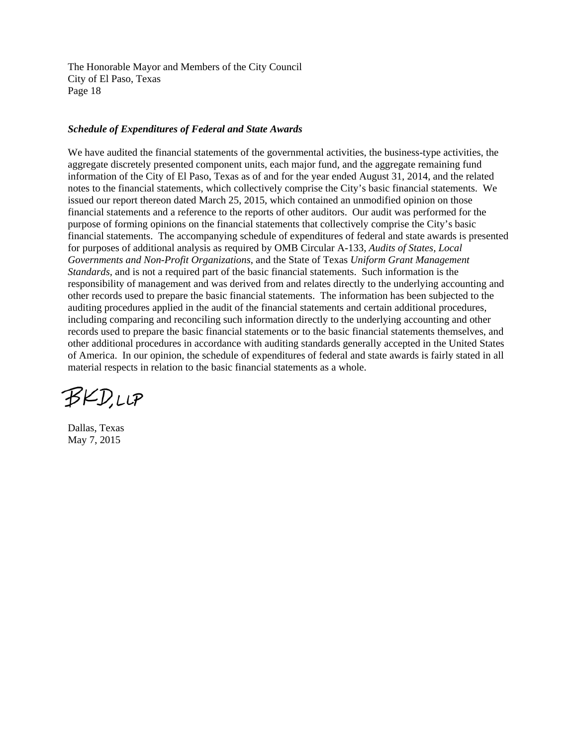The Honorable Mayor and Members of the City Council
City of El Paso, Texas
Page 18

***Schedule of Expenditures of Federal and State Awards***

We have audited the financial statements of the governmental activities, the business-type activities, the aggregate discretely presented component units, each major fund, and the aggregate remaining fund information of the City of El Paso, Texas as of and for the year ended August 31, 2014, and the related notes to the financial statements, which collectively comprise the City's basic financial statements. We issued our report thereon dated March 25, 2015, which contained an unmodified opinion on those financial statements and a reference to the reports of other auditors. Our audit was performed for the purpose of forming opinions on the financial statements that collectively comprise the City's basic financial statements. The accompanying schedule of expenditures of federal and state awards is presented for purposes of additional analysis as required by OMB Circular A-133, *Audits of States, Local Governments and Non-Profit Organizations*, and the State of Texas *Uniform Grant Management Standards*, and is not a required part of the basic financial statements. Such information is the responsibility of management and was derived from and relates directly to the underlying accounting and other records used to prepare the basic financial statements. The information has been subjected to the auditing procedures applied in the audit of the financial statements and certain additional procedures, including comparing and reconciling such information directly to the underlying accounting and other records used to prepare the basic financial statements or to the basic financial statements themselves, and other additional procedures in accordance with auditing standards generally accepted in the United States of America. In our opinion, the schedule of expenditures of federal and state awards is fairly stated in all material respects in relation to the basic financial statements as a whole.

BKD, LLP

Dallas, Texas
May 7, 2015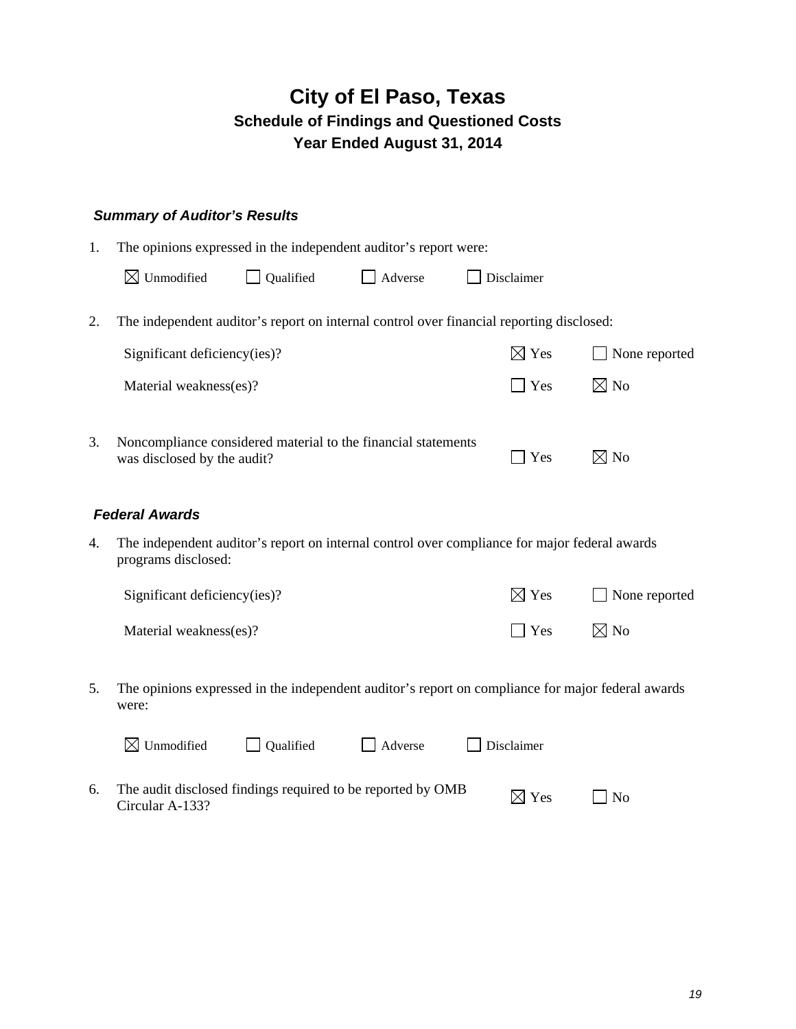# City of El Paso, Texas

## Schedule of Findings and Questioned Costs

## Year Ended August 31, 2014

### *Summary of Auditor's Results*

1. The opinions expressed in the independent auditor's report were:

   ☒ Unmodified ☐ Qualified ☐ Adverse ☐ Disclaimer

2. The independent auditor's report on internal control over financial reporting disclosed:

   Significant deficiency(ies)? ☒ Yes ☐ None reported

   Material weakness(es)? ☐ Yes ☒ No

3. Noncompliance considered material to the financial statements was disclosed by the audit? ☐ Yes ☒ No

### *Federal Awards*

4. The independent auditor's report on internal control over compliance for major federal awards programs disclosed:

   Significant deficiency(ies)? ☒ Yes ☐ None reported

   Material weakness(es)? ☐ Yes ☒ No

5. The opinions expressed in the independent auditor's report on compliance for major federal awards were:

   ☒ Unmodified ☐ Qualified ☐ Adverse ☐ Disclaimer

6. The audit disclosed findings required to be reported by OMB Circular A-133? ☒ Yes ☐ No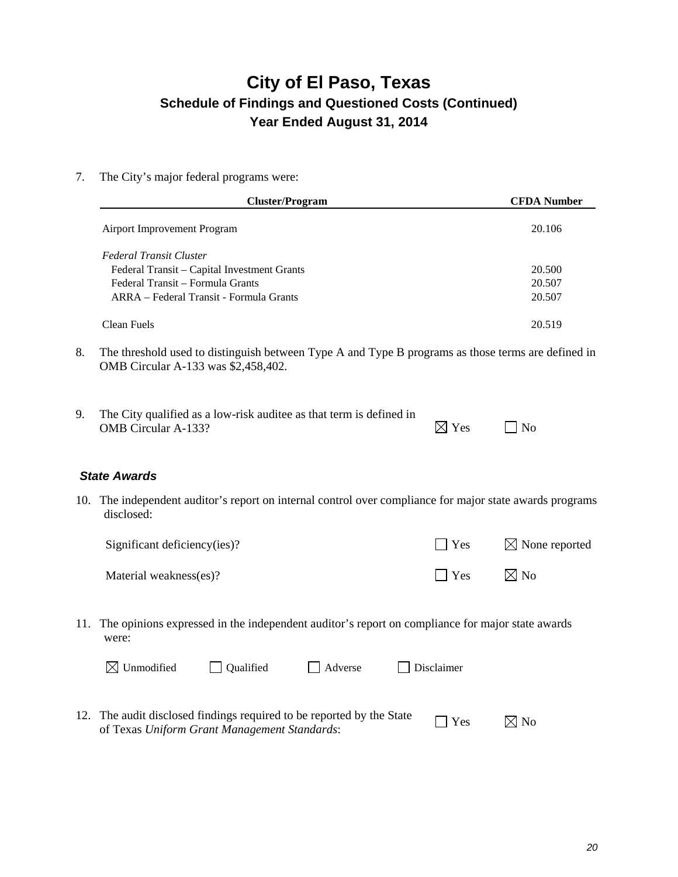# City of El Paso, Texas

## Schedule of Findings and Questioned Costs (Continued)

## Year Ended August 31, 2014

7. The City's major federal programs were:

| Cluster/Program | CFDA Number |
|---|---|
| Airport Improvement Program | 20.106 |
| *Federal Transit Cluster* | |
| Federal Transit – Capital Investment Grants | 20.500 |
| Federal Transit – Formula Grants | 20.507 |
| ARRA – Federal Transit - Formula Grants | 20.507 |
| Clean Fuels | 20.519 |

8. The threshold used to distinguish between Type A and Type B programs as those terms are defined in OMB Circular A-133 was $2,458,402.

9. The City qualified as a low-risk auditee as that term is defined in OMB Circular A-133? ☒ Yes ☐ No

### *State Awards*

10. The independent auditor's report on internal control over compliance for major state awards programs disclosed:

    Significant deficiency(ies)? ☐ Yes ☒ None reported

    Material weakness(es)? ☐ Yes ☒ No

11. The opinions expressed in the independent auditor's report on compliance for major state awards were:

    ☒ Unmodified ☐ Qualified ☐ Adverse ☐ Disclaimer

12. The audit disclosed findings required to be reported by the State of Texas *Uniform Grant Management Standards*: ☐ Yes ☒ No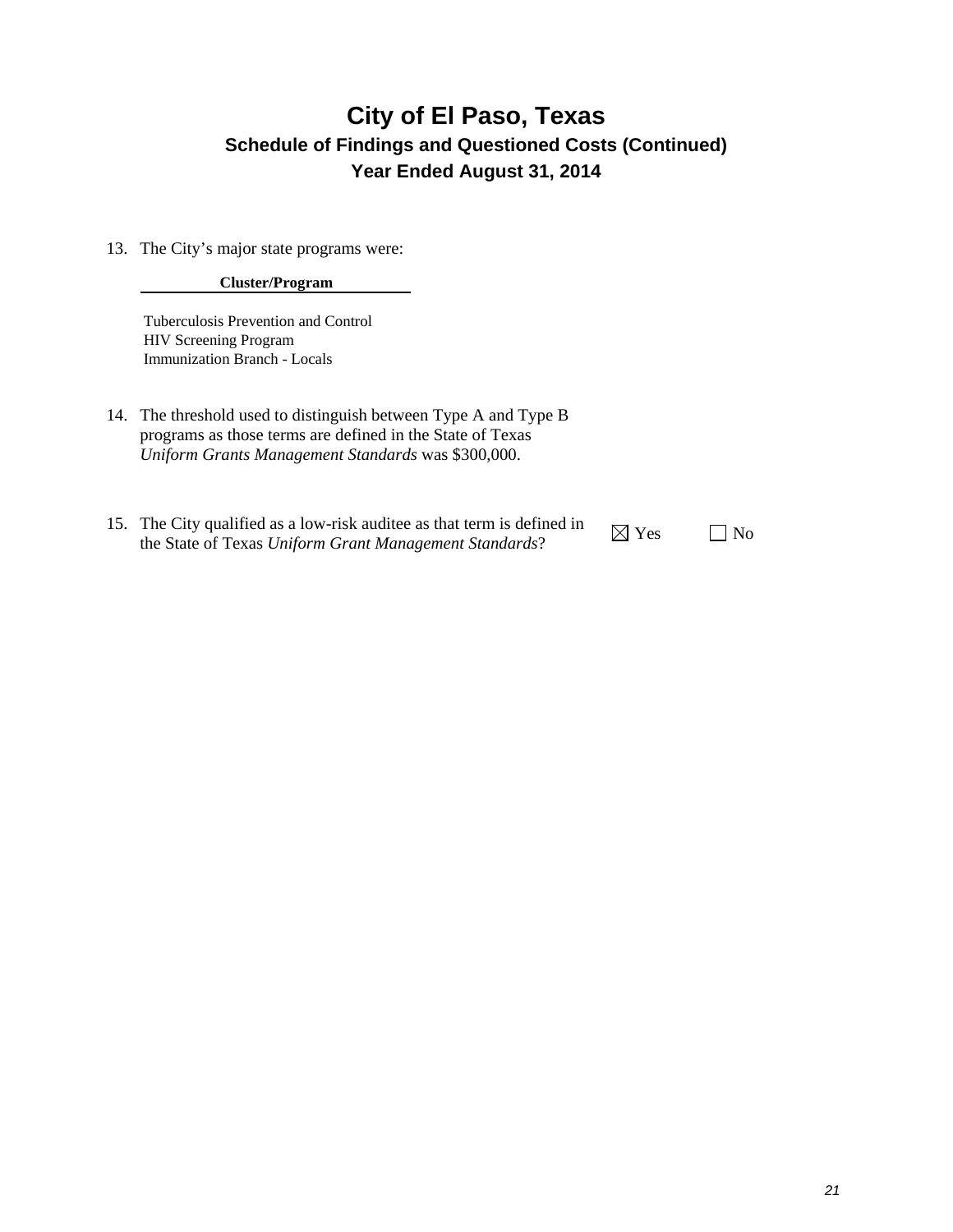# City of El Paso, Texas

## Schedule of Findings and Questioned Costs (Continued)

## Year Ended August 31, 2014

13. The City's major state programs were:

| Cluster/Program |
|---|
| Tuberculosis Prevention and Control |
| HIV Screening Program |
| Immunization Branch - Locals |

14. The threshold used to distinguish between Type A and Type B programs as those terms are defined in the State of Texas *Uniform Grants Management Standards* was $300,000.

15. The City qualified as a low-risk auditee as that term is defined in the State of Texas *Uniform Grant Management Standards*? ☒ Yes ☐ No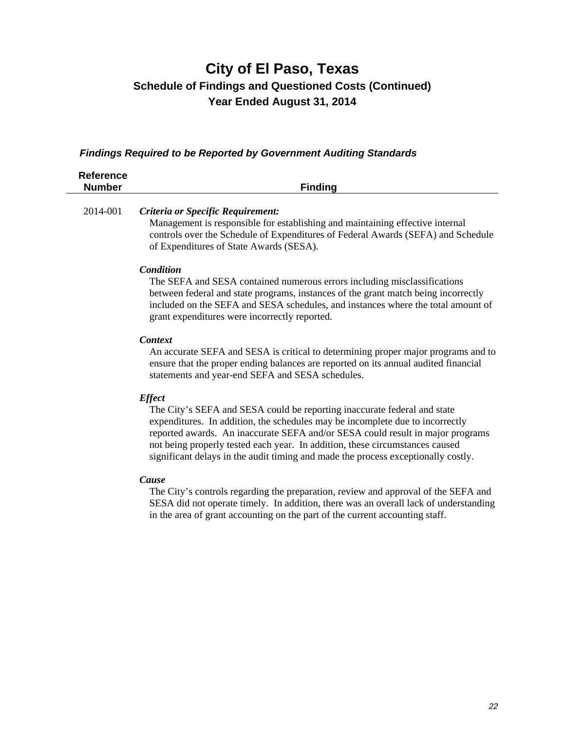# City of El Paso, Texas

## Schedule of Findings and Questioned Costs (Continued)

## Year Ended August 31, 2014

### *Findings Required to be Reported by Government Auditing Standards*

| Reference Number | Finding |
|---|---|
| 2014-001 | ***Criteria or Specific Requirement:*** Management is responsible for establishing and maintaining effective internal controls over the Schedule of Expenditures of Federal Awards (SEFA) and Schedule of Expenditures of State Awards (SESA). |

***Condition***

The SEFA and SESA contained numerous errors including misclassifications between federal and state programs, instances of the grant match being incorrectly included on the SEFA and SESA schedules, and instances where the total amount of grant expenditures were incorrectly reported.

***Context***

An accurate SEFA and SESA is critical to determining proper major programs and to ensure that the proper ending balances are reported on its annual audited financial statements and year-end SEFA and SESA schedules.

***Effect***

The City's SEFA and SESA could be reporting inaccurate federal and state expenditures. In addition, the schedules may be incomplete due to incorrectly reported awards. An inaccurate SEFA and/or SESA could result in major programs not being properly tested each year. In addition, these circumstances caused significant delays in the audit timing and made the process exceptionally costly.

***Cause***

The City's controls regarding the preparation, review and approval of the SEFA and SESA did not operate timely. In addition, there was an overall lack of understanding in the area of grant accounting on the part of the current accounting staff.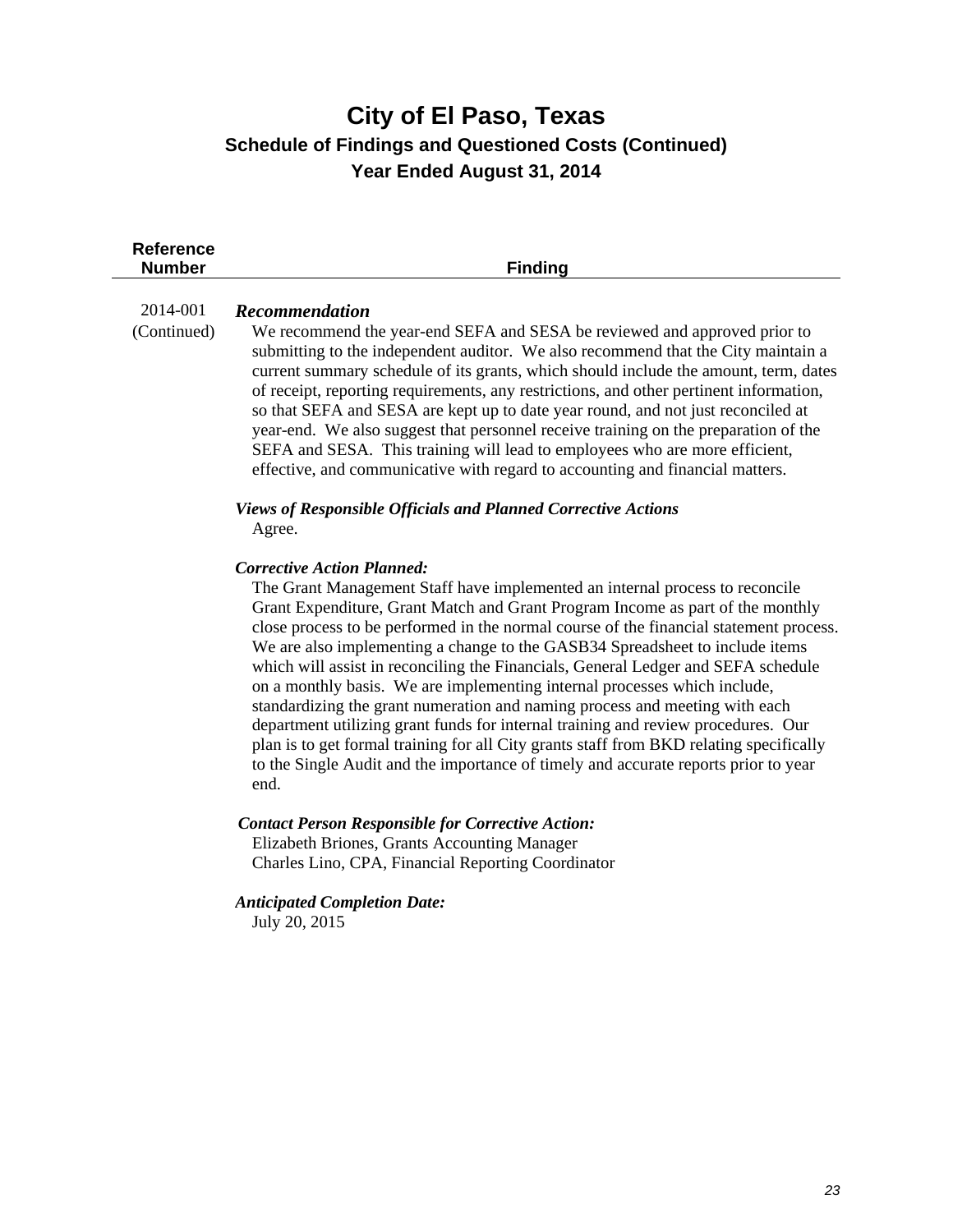# City of El Paso, Texas

## Schedule of Findings and Questioned Costs (Continued)

## Year Ended August 31, 2014

| Reference Number | Finding |
|---|---|

2014-001 (Continued)

***Recommendation***

We recommend the year-end SEFA and SESA be reviewed and approved prior to submitting to the independent auditor. We also recommend that the City maintain a current summary schedule of its grants, which should include the amount, term, dates of receipt, reporting requirements, any restrictions, and other pertinent information, so that SEFA and SESA are kept up to date year round, and not just reconciled at year-end. We also suggest that personnel receive training on the preparation of the SEFA and SESA. This training will lead to employees who are more efficient, effective, and communicative with regard to accounting and financial matters.

***Views of Responsible Officials and Planned Corrective Actions***

Agree.

***Corrective Action Planned:***

The Grant Management Staff have implemented an internal process to reconcile Grant Expenditure, Grant Match and Grant Program Income as part of the monthly close process to be performed in the normal course of the financial statement process. We are also implementing a change to the GASB34 Spreadsheet to include items which will assist in reconciling the Financials, General Ledger and SEFA schedule on a monthly basis. We are implementing internal processes which include, standardizing the grant numeration and naming process and meeting with each department utilizing grant funds for internal training and review procedures. Our plan is to get formal training for all City grants staff from BKD relating specifically to the Single Audit and the importance of timely and accurate reports prior to year end.

***Contact Person Responsible for Corrective Action:***

Elizabeth Briones, Grants Accounting Manager
Charles Lino, CPA, Financial Reporting Coordinator

***Anticipated Completion Date:***

July 20, 2015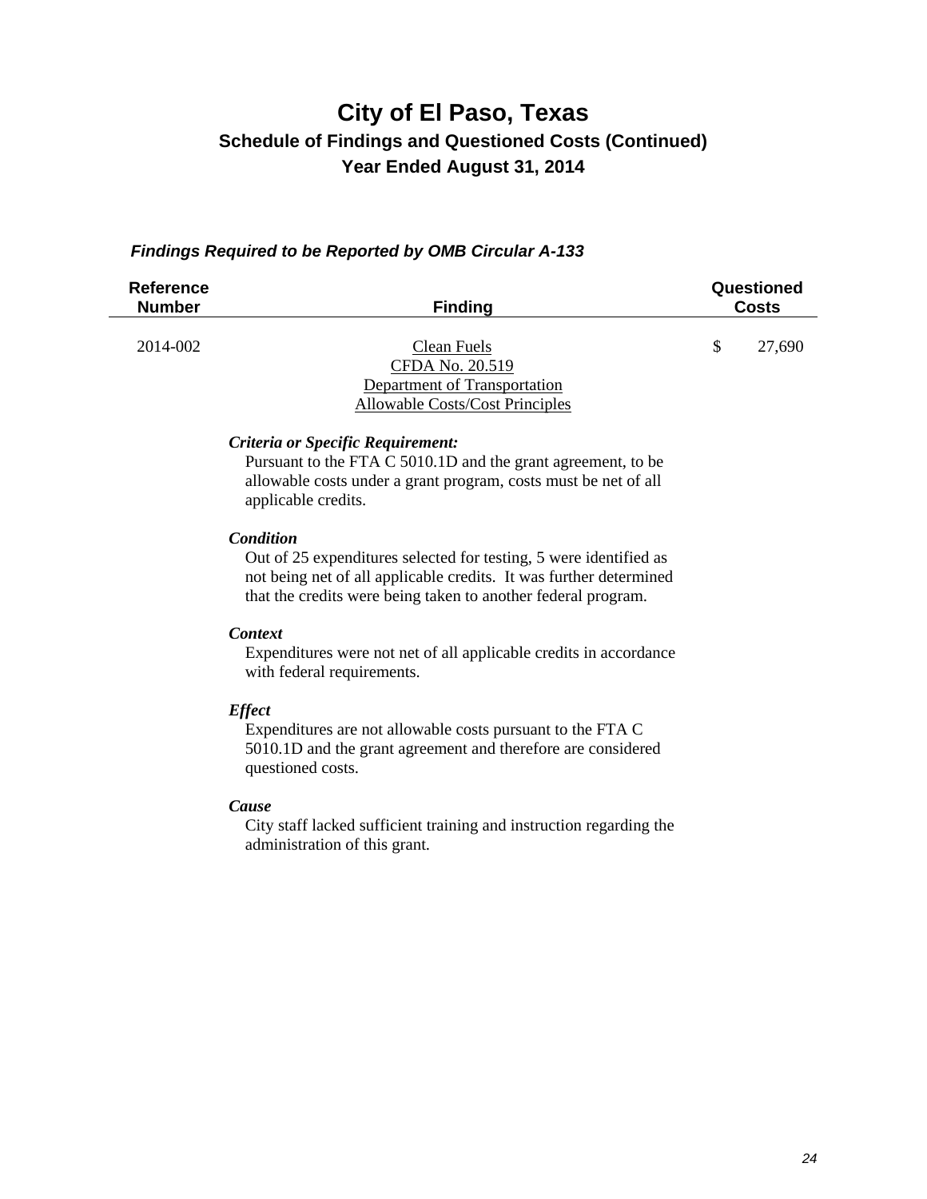# City of El Paso, Texas

## Schedule of Findings and Questioned Costs (Continued)

## Year Ended August 31, 2014

***Findings Required to be Reported by OMB Circular A-133***

| Reference Number | Finding | Questioned Costs |
|---|---|---|
| 2014-002 | Clean Fuels<br>CFDA No. 20.519<br>Department of Transportation<br>Allowable Costs/Cost Principles | $ 27,690 |

***Criteria or Specific Requirement:***

Pursuant to the FTA C 5010.1D and the grant agreement, to be allowable costs under a grant program, costs must be net of all applicable credits.

***Condition***

Out of 25 expenditures selected for testing, 5 were identified as not being net of all applicable credits. It was further determined that the credits were being taken to another federal program.

***Context***

Expenditures were not net of all applicable credits in accordance with federal requirements.

***Effect***

Expenditures are not allowable costs pursuant to the FTA C 5010.1D and the grant agreement and therefore are considered questioned costs.

***Cause***

City staff lacked sufficient training and instruction regarding the administration of this grant.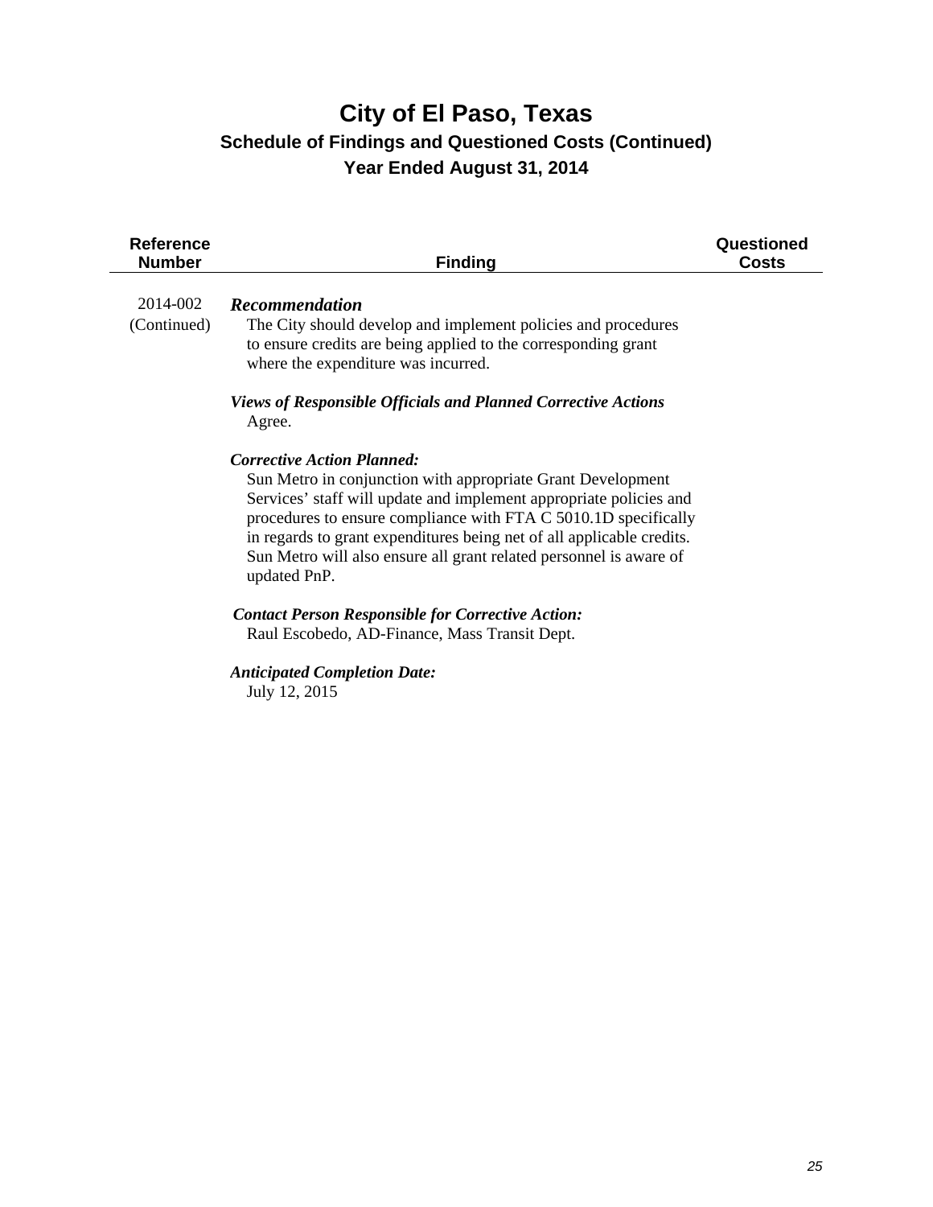# City of El Paso, Texas

## Schedule of Findings and Questioned Costs (Continued)

## Year Ended August 31, 2014

| Reference Number | Finding | Questioned Costs |
|---|---|---|
| 2014-002 (Continued) | ***Recommendation*** The City should develop and implement policies and procedures to ensure credits are being applied to the corresponding grant where the expenditure was incurred. | |
| | ***Views of Responsible Officials and Planned Corrective Actions*** Agree. | |
| | ***Corrective Action Planned:*** Sun Metro in conjunction with appropriate Grant Development Services' staff will update and implement appropriate policies and procedures to ensure compliance with FTA C 5010.1D specifically in regards to grant expenditures being net of all applicable credits. Sun Metro will also ensure all grant related personnel is aware of updated PnP. | |
| | ***Contact Person Responsible for Corrective Action:*** Raul Escobedo, AD-Finance, Mass Transit Dept. | |
| | ***Anticipated Completion Date:*** July 12, 2015 | |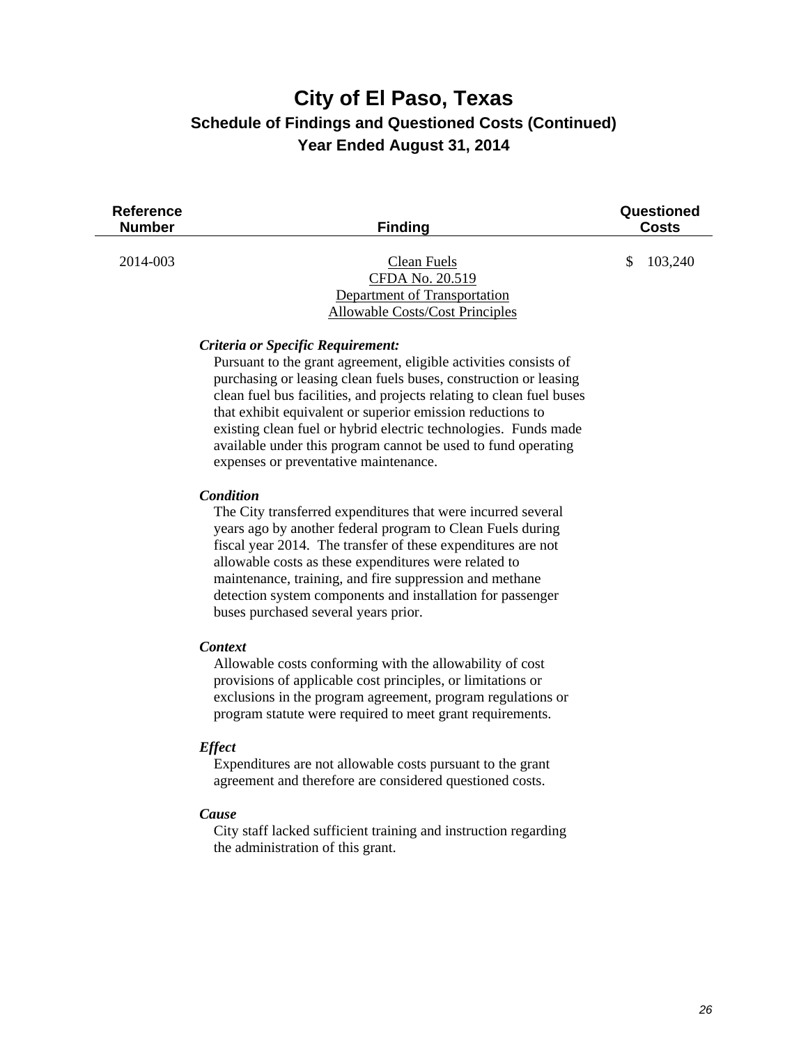# City of El Paso, Texas

## Schedule of Findings and Questioned Costs (Continued)

## Year Ended August 31, 2014

| Reference Number | Finding | Questioned Costs |
|---|---|---|
| 2014-003 | Clean Fuels<br>CFDA No. 20.519<br>Department of Transportation<br>Allowable Costs/Cost Principles | $ 103,240 |

***Criteria or Specific Requirement:***

Pursuant to the grant agreement, eligible activities consists of purchasing or leasing clean fuels buses, construction or leasing clean fuel bus facilities, and projects relating to clean fuel buses that exhibit equivalent or superior emission reductions to existing clean fuel or hybrid electric technologies. Funds made available under this program cannot be used to fund operating expenses or preventative maintenance.

***Condition***

The City transferred expenditures that were incurred several years ago by another federal program to Clean Fuels during fiscal year 2014. The transfer of these expenditures are not allowable costs as these expenditures were related to maintenance, training, and fire suppression and methane detection system components and installation for passenger buses purchased several years prior.

***Context***

Allowable costs conforming with the allowability of cost provisions of applicable cost principles, or limitations or exclusions in the program agreement, program regulations or program statute were required to meet grant requirements.

***Effect***

Expenditures are not allowable costs pursuant to the grant agreement and therefore are considered questioned costs.

***Cause***

City staff lacked sufficient training and instruction regarding the administration of this grant.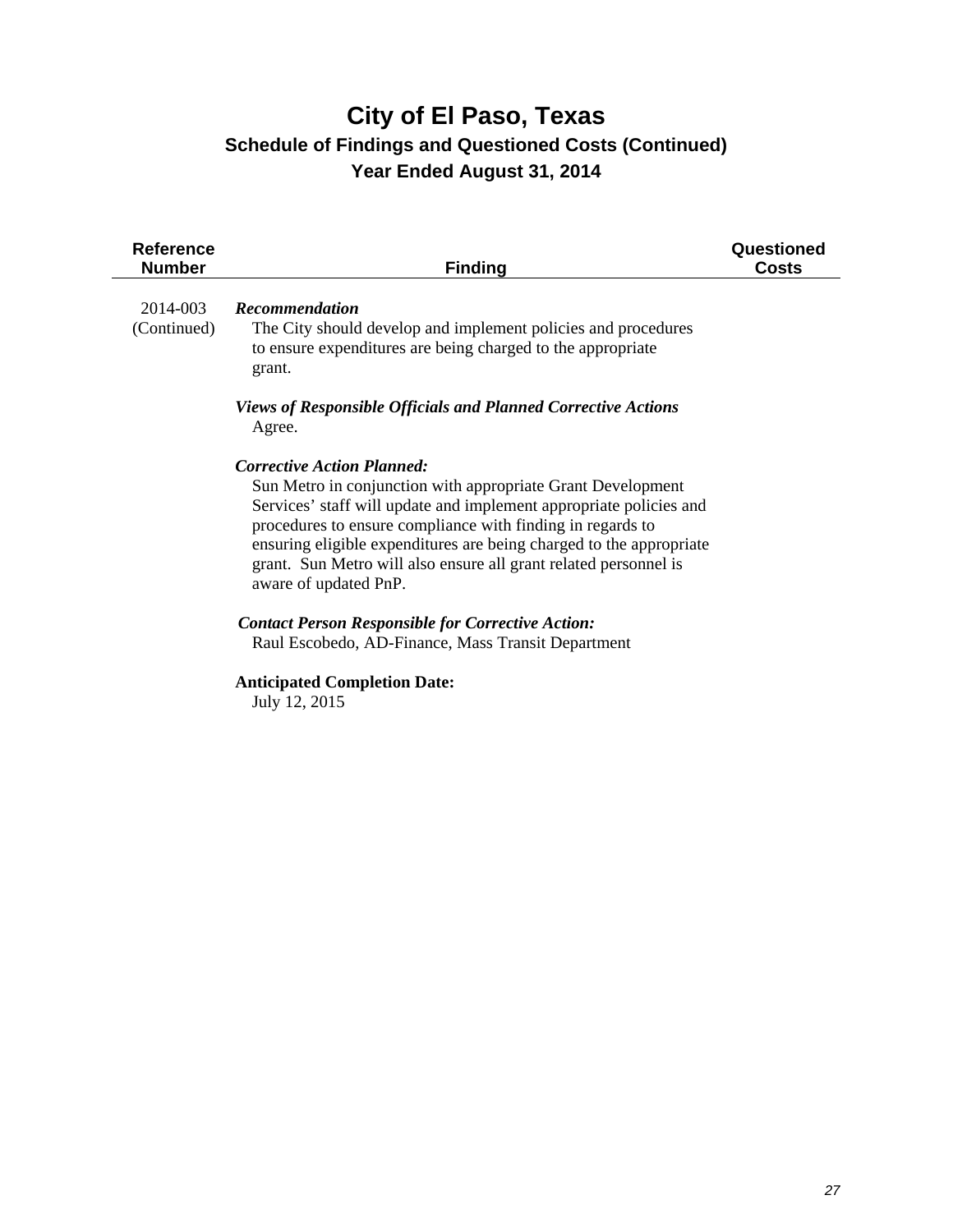# City of El Paso, Texas

## Schedule of Findings and Questioned Costs (Continued)

## Year Ended August 31, 2014

| Reference Number | Finding | Questioned Costs |
|---|---|---|
| 2014-003 (Continued) | ***Recommendation*** The City should develop and implement policies and procedures to ensure expenditures are being charged to the appropriate grant. | |
| | ***Views of Responsible Officials and Planned Corrective Actions*** Agree. | |
| | ***Corrective Action Planned:*** Sun Metro in conjunction with appropriate Grant Development Services' staff will update and implement appropriate policies and procedures to ensure compliance with finding in regards to ensuring eligible expenditures are being charged to the appropriate grant. Sun Metro will also ensure all grant related personnel is aware of updated PnP. | |
| | ***Contact Person Responsible for Corrective Action:*** Raul Escobedo, AD-Finance, Mass Transit Department | |
| | **Anticipated Completion Date:** July 12, 2015 | |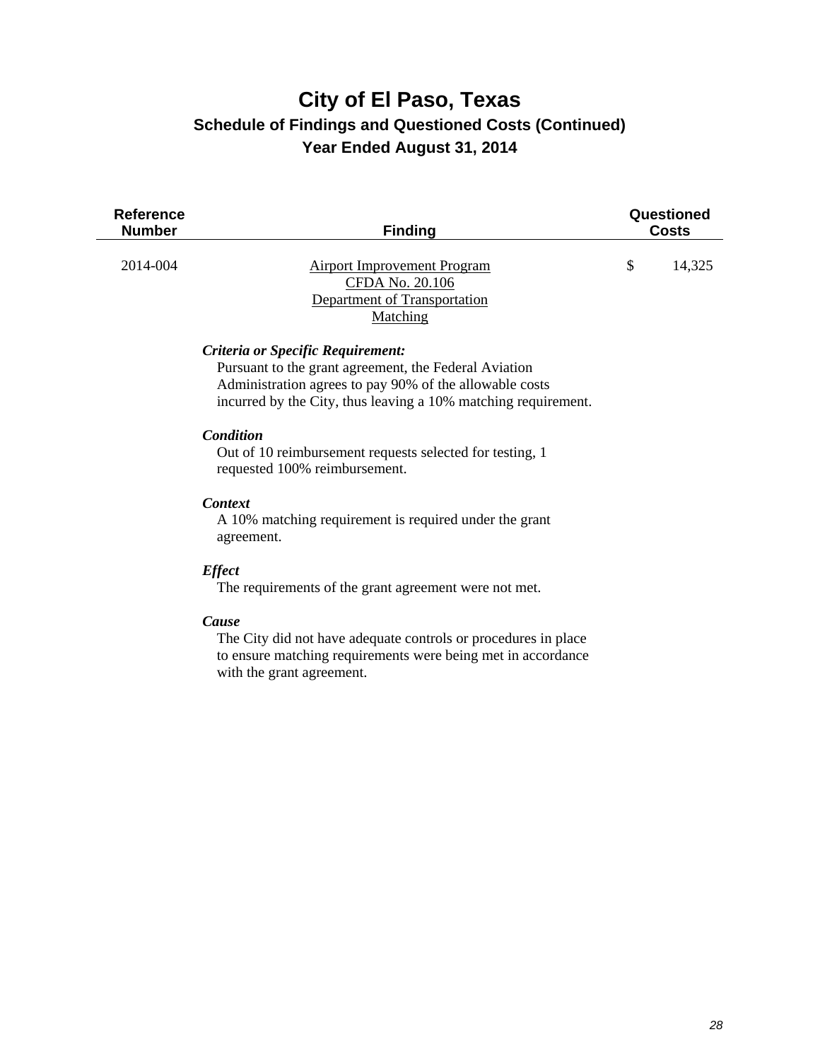# City of El Paso, Texas

## Schedule of Findings and Questioned Costs (Continued)

## Year Ended August 31, 2014

| Reference Number | Finding | Questioned Costs |
|---|---|---|
| 2014-004 | Airport Improvement Program<br>CFDA No. 20.106<br>Department of Transportation<br>Matching | $ 14,325 |

***Criteria or Specific Requirement:***
Pursuant to the grant agreement, the Federal Aviation Administration agrees to pay 90% of the allowable costs incurred by the City, thus leaving a 10% matching requirement.

***Condition***
Out of 10 reimbursement requests selected for testing, 1 requested 100% reimbursement.

***Context***
A 10% matching requirement is required under the grant agreement.

***Effect***
The requirements of the grant agreement were not met.

***Cause***
The City did not have adequate controls or procedures in place to ensure matching requirements were being met in accordance with the grant agreement.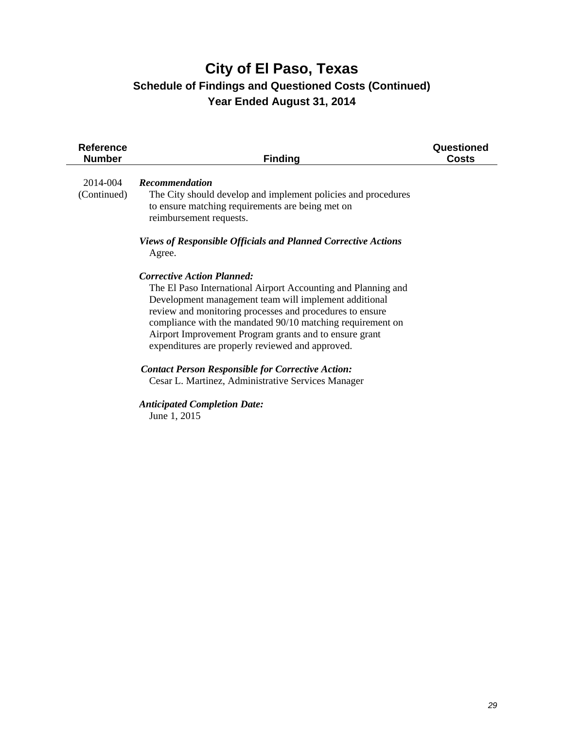# City of El Paso, Texas

## Schedule of Findings and Questioned Costs (Continued)

### Year Ended August 31, 2014

| Reference Number | Finding | Questioned Costs |
|---|---|---|
| 2014-004 (Continued) | ***Recommendation*** The City should develop and implement policies and procedures to ensure matching requirements are being met on reimbursement requests. | |
| | ***Views of Responsible Officials and Planned Corrective Actions*** Agree. | |
| | ***Corrective Action Planned:*** The El Paso International Airport Accounting and Planning and Development management team will implement additional review and monitoring processes and procedures to ensure compliance with the mandated 90/10 matching requirement on Airport Improvement Program grants and to ensure grant expenditures are properly reviewed and approved. | |
| | ***Contact Person Responsible for Corrective Action:*** Cesar L. Martinez, Administrative Services Manager | |
| | ***Anticipated Completion Date:*** June 1, 2015 | |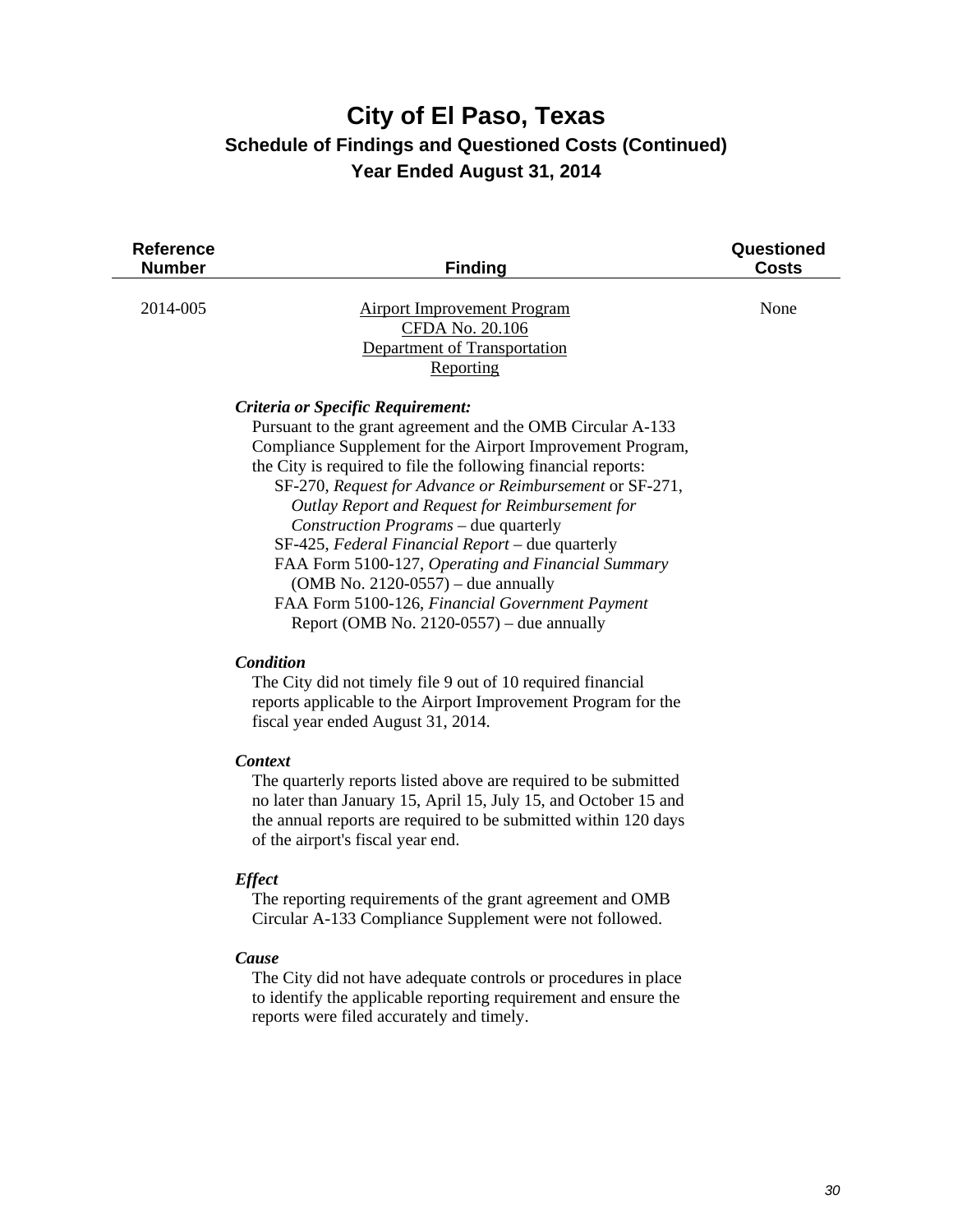# City of El Paso, Texas

## Schedule of Findings and Questioned Costs (Continued)

### Year Ended August 31, 2014

| Reference Number | Finding | Questioned Costs |
| --- | --- | --- |
| 2014-005 | Airport Improvement Program<br>CFDA No. 20.106<br>Department of Transportation<br>Reporting | None |

***Criteria or Specific Requirement:***

Pursuant to the grant agreement and the OMB Circular A-133 Compliance Supplement for the Airport Improvement Program, the City is required to file the following financial reports:

- SF-270, *Request for Advance or Reimbursement* or SF-271, *Outlay Report and Request for Reimbursement for Construction Programs* – due quarterly
- SF-425, *Federal Financial Report* – due quarterly
- FAA Form 5100-127, *Operating and Financial Summary* (OMB No. 2120-0557) – due annually
- FAA Form 5100-126, *Financial Government Payment* Report (OMB No. 2120-0557) – due annually

***Condition***

The City did not timely file 9 out of 10 required financial reports applicable to the Airport Improvement Program for the fiscal year ended August 31, 2014.

***Context***

The quarterly reports listed above are required to be submitted no later than January 15, April 15, July 15, and October 15 and the annual reports are required to be submitted within 120 days of the airport's fiscal year end.

***Effect***

The reporting requirements of the grant agreement and OMB Circular A-133 Compliance Supplement were not followed.

***Cause***

The City did not have adequate controls or procedures in place to identify the applicable reporting requirement and ensure the reports were filed accurately and timely.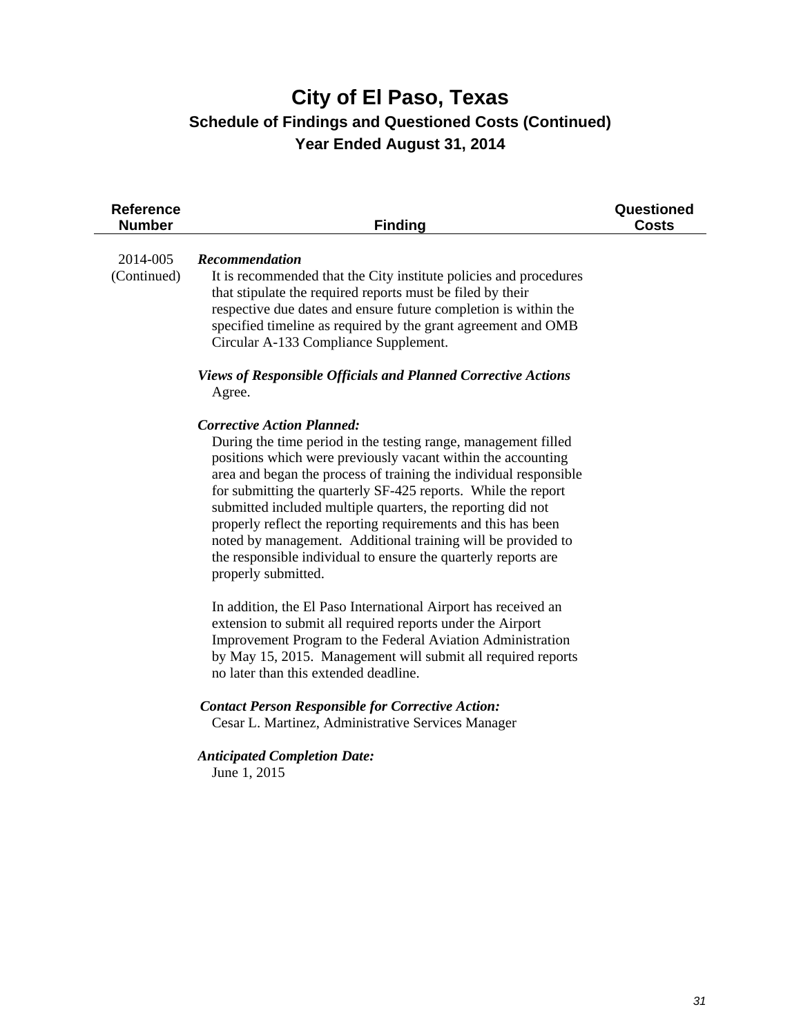# City of El Paso, Texas

## Schedule of Findings and Questioned Costs (Continued)

## Year Ended August 31, 2014

| Reference Number | Finding | Questioned Costs |
|---|---|---|
| 2014-005 (Continued) | ***Recommendation*** It is recommended that the City institute policies and procedures that stipulate the required reports must be filed by their respective due dates and ensure future completion is within the specified timeline as required by the grant agreement and OMB Circular A-133 Compliance Supplement. | |

***Views of Responsible Officials and Planned Corrective Actions***

Agree.

***Corrective Action Planned:***

During the time period in the testing range, management filled positions which were previously vacant within the accounting area and began the process of training the individual responsible for submitting the quarterly SF-425 reports. While the report submitted included multiple quarters, the reporting did not properly reflect the reporting requirements and this has been noted by management. Additional training will be provided to the responsible individual to ensure the quarterly reports are properly submitted.

In addition, the El Paso International Airport has received an extension to submit all required reports under the Airport Improvement Program to the Federal Aviation Administration by May 15, 2015. Management will submit all required reports no later than this extended deadline.

***Contact Person Responsible for Corrective Action:***

Cesar L. Martinez, Administrative Services Manager

***Anticipated Completion Date:***

June 1, 2015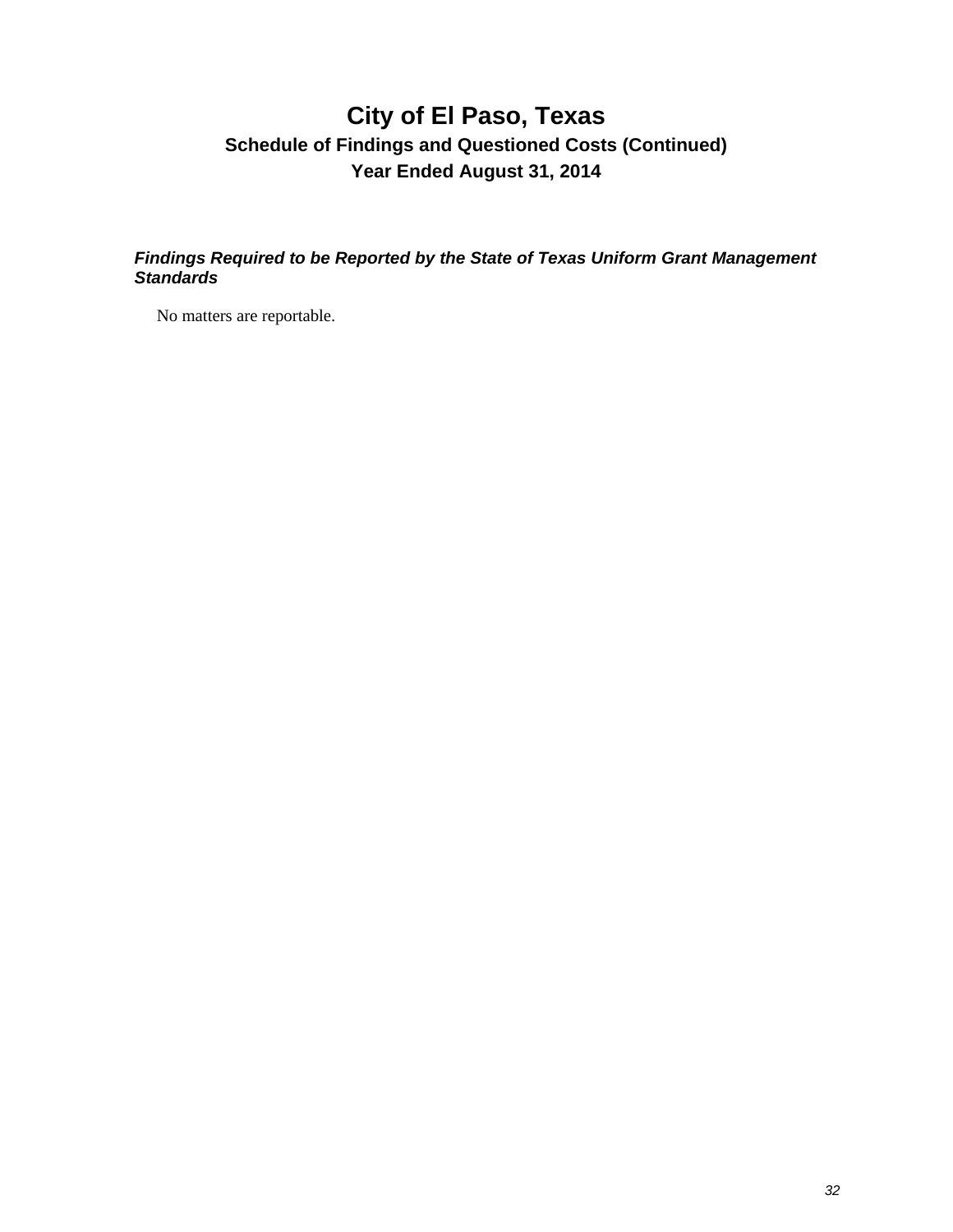# City of El Paso, Texas

## Schedule of Findings and Questioned Costs (Continued)

## Year Ended August 31, 2014

***Findings Required to be Reported by the State of Texas Uniform Grant Management Standards***

No matters are reportable.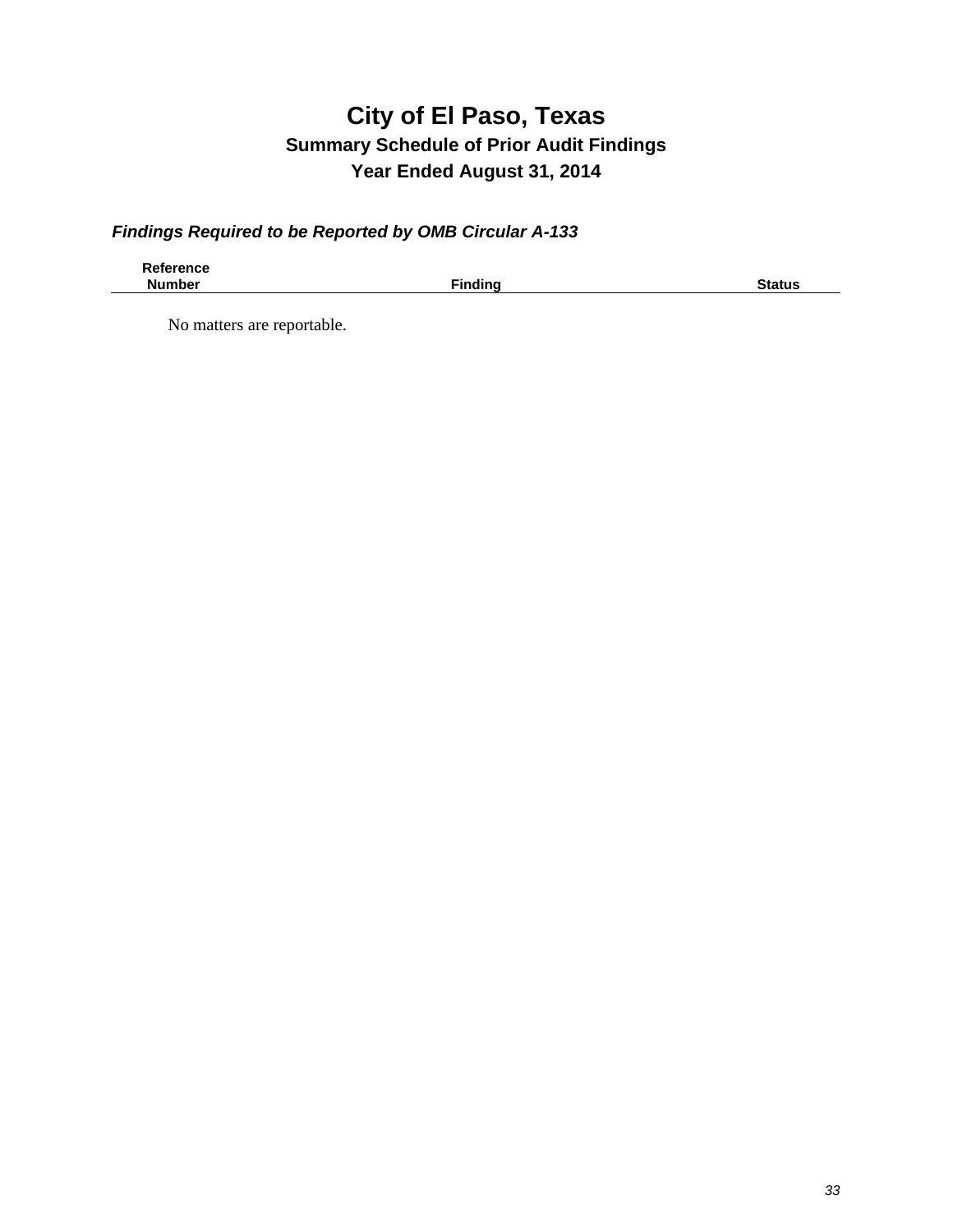# City of El Paso, Texas

## Summary Schedule of Prior Audit Findings

## Year Ended August 31, 2014

### *Findings Required to be Reported by OMB Circular A-133*

| Reference Number | Finding | Status |
|---|---|---|

No matters are reportable.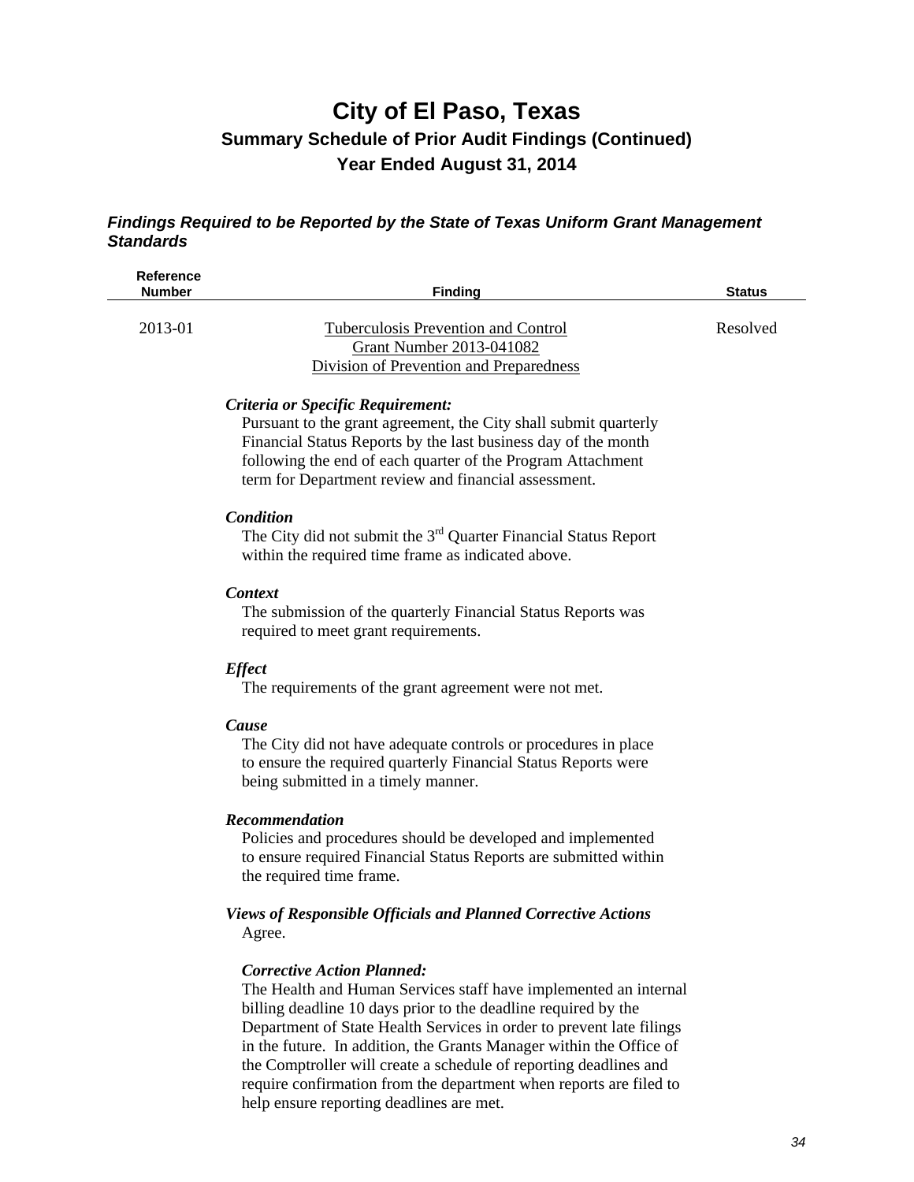# City of El Paso, Texas
## Summary Schedule of Prior Audit Findings (Continued)
## Year Ended August 31, 2014

### *Findings Required to be Reported by the State of Texas Uniform Grant Management Standards*

| Reference Number | Finding | Status |
|---|---|---|
| 2013-01 | Tuberculosis Prevention and Control<br>Grant Number 2013-041082<br>Division of Prevention and Preparedness | Resolved |

***Criteria or Specific Requirement:***

Pursuant to the grant agreement, the City shall submit quarterly Financial Status Reports by the last business day of the month following the end of each quarter of the Program Attachment term for Department review and financial assessment.

***Condition***

The City did not submit the 3rd Quarter Financial Status Report within the required time frame as indicated above.

***Context***

The submission of the quarterly Financial Status Reports was required to meet grant requirements.

***Effect***

The requirements of the grant agreement were not met.

***Cause***

The City did not have adequate controls or procedures in place to ensure the required quarterly Financial Status Reports were being submitted in a timely manner.

***Recommendation***

Policies and procedures should be developed and implemented to ensure required Financial Status Reports are submitted within the required time frame.

***Views of Responsible Officials and Planned Corrective Actions***

Agree.

***Corrective Action Planned:***

The Health and Human Services staff have implemented an internal billing deadline 10 days prior to the deadline required by the Department of State Health Services in order to prevent late filings in the future. In addition, the Grants Manager within the Office of the Comptroller will create a schedule of reporting deadlines and require confirmation from the department when reports are filed to help ensure reporting deadlines are met.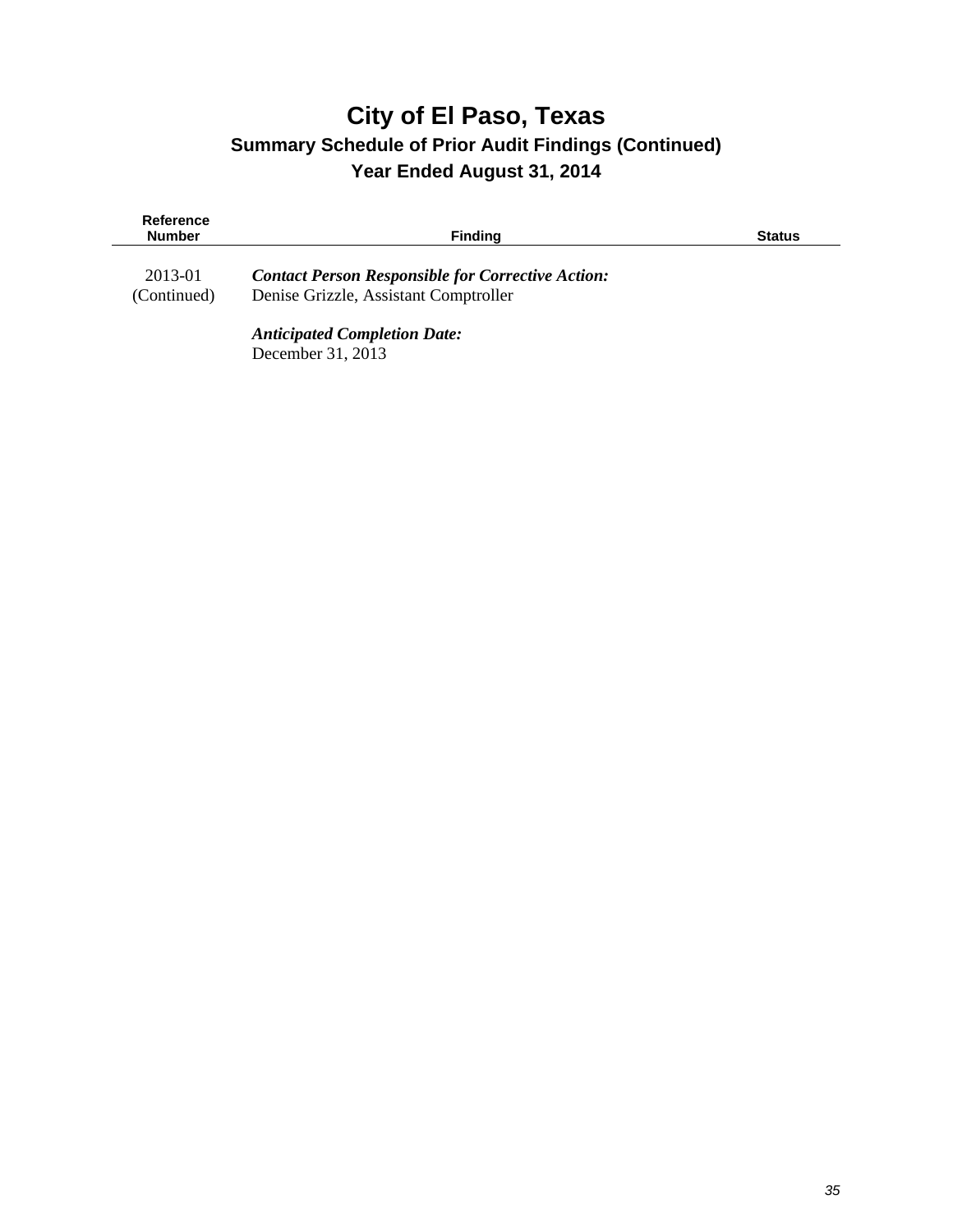# City of El Paso, Texas

## Summary Schedule of Prior Audit Findings (Continued)

## Year Ended August 31, 2014

| Reference Number | Finding | Status |
|---|---|---|
| 2013-01 (Continued) | ***Contact Person Responsible for Corrective Action:*** Denise Grizzle, Assistant Comptroller<br><br>***Anticipated Completion Date:*** December 31, 2013 | |